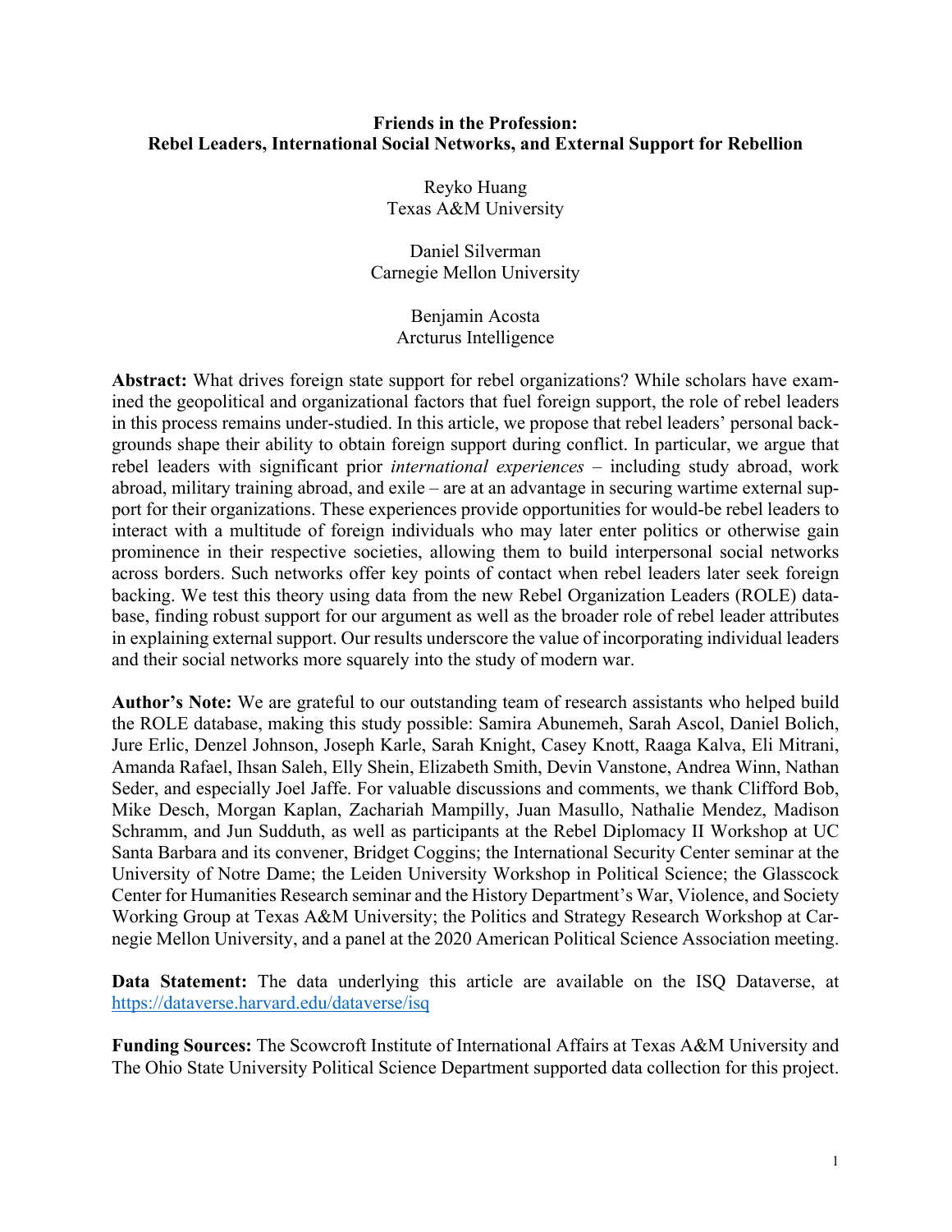# Friends in the Profession: Rebel Leaders, International Social Networks, and External Support for Rebellion

Reyko Huang
Texas A&M University

Daniel Silverman
Carnegie Mellon University

Benjamin Acosta
Arcturus Intelligence

**Abstract:** What drives foreign state support for rebel organizations? While scholars have examined the geopolitical and organizational factors that fuel foreign support, the role of rebel leaders in this process remains under-studied. In this article, we propose that rebel leaders' personal backgrounds shape their ability to obtain foreign support during conflict. In particular, we argue that rebel leaders with significant prior *international experiences* – including study abroad, work abroad, military training abroad, and exile – are at an advantage in securing wartime external support for their organizations. These experiences provide opportunities for would-be rebel leaders to interact with a multitude of foreign individuals who may later enter politics or otherwise gain prominence in their respective societies, allowing them to build interpersonal social networks across borders. Such networks offer key points of contact when rebel leaders later seek foreign backing. We test this theory using data from the new Rebel Organization Leaders (ROLE) database, finding robust support for our argument as well as the broader role of rebel leader attributes in explaining external support. Our results underscore the value of incorporating individual leaders and their social networks more squarely into the study of modern war.

**Author's Note:** We are grateful to our outstanding team of research assistants who helped build the ROLE database, making this study possible: Samira Abunemeh, Sarah Ascol, Daniel Bolich, Jure Erlic, Denzel Johnson, Joseph Karle, Sarah Knight, Casey Knott, Raaga Kalva, Eli Mitrani, Amanda Rafael, Ihsan Saleh, Elly Shein, Elizabeth Smith, Devin Vanstone, Andrea Winn, Nathan Seder, and especially Joel Jaffe. For valuable discussions and comments, we thank Clifford Bob, Mike Desch, Morgan Kaplan, Zachariah Mampilly, Juan Masullo, Nathalie Mendez, Madison Schramm, and Jun Sudduth, as well as participants at the Rebel Diplomacy II Workshop at UC Santa Barbara and its convener, Bridget Coggins; the International Security Center seminar at the University of Notre Dame; the Leiden University Workshop in Political Science; the Glasscock Center for Humanities Research seminar and the History Department's War, Violence, and Society Working Group at Texas A&M University; the Politics and Strategy Research Workshop at Carnegie Mellon University, and a panel at the 2020 American Political Science Association meeting.

**Data Statement:** The data underlying this article are available on the ISQ Dataverse, at https://dataverse.harvard.edu/dataverse/isq

**Funding Sources:** The Scowcroft Institute of International Affairs at Texas A&M University and The Ohio State University Political Science Department supported data collection for this project.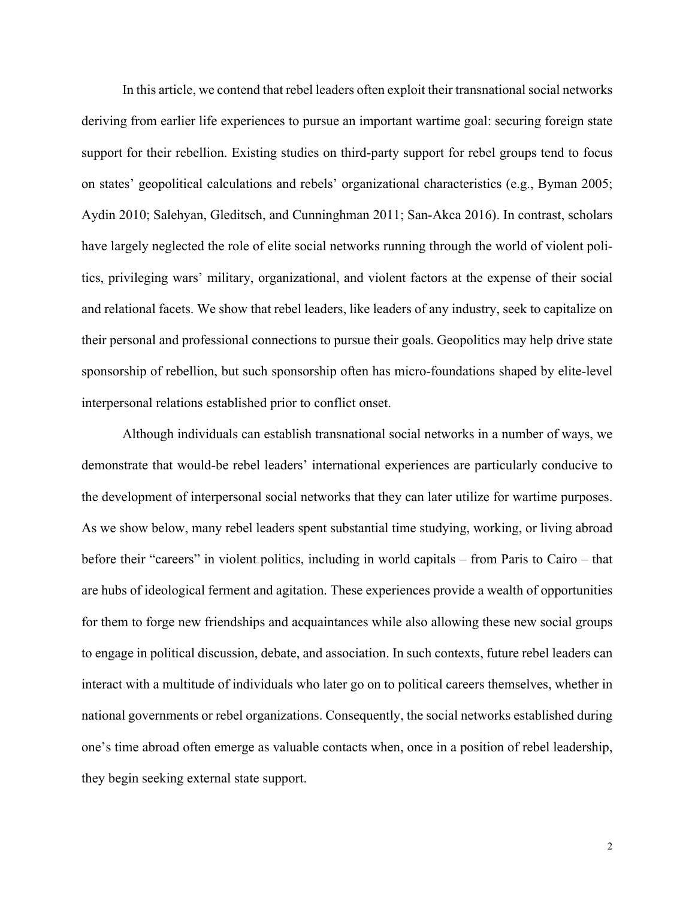In this article, we contend that rebel leaders often exploit their transnational social networks deriving from earlier life experiences to pursue an important wartime goal: securing foreign state support for their rebellion. Existing studies on third-party support for rebel groups tend to focus on states' geopolitical calculations and rebels' organizational characteristics (e.g., Byman 2005; Aydin 2010; Salehyan, Gleditsch, and Cunninghman 2011; San-Akca 2016). In contrast, scholars have largely neglected the role of elite social networks running through the world of violent politics, privileging wars' military, organizational, and violent factors at the expense of their social and relational facets. We show that rebel leaders, like leaders of any industry, seek to capitalize on their personal and professional connections to pursue their goals. Geopolitics may help drive state sponsorship of rebellion, but such sponsorship often has micro-foundations shaped by elite-level interpersonal relations established prior to conflict onset.

Although individuals can establish transnational social networks in a number of ways, we demonstrate that would-be rebel leaders' international experiences are particularly conducive to the development of interpersonal social networks that they can later utilize for wartime purposes. As we show below, many rebel leaders spent substantial time studying, working, or living abroad before their "careers" in violent politics, including in world capitals – from Paris to Cairo – that are hubs of ideological ferment and agitation. These experiences provide a wealth of opportunities for them to forge new friendships and acquaintances while also allowing these new social groups to engage in political discussion, debate, and association. In such contexts, future rebel leaders can interact with a multitude of individuals who later go on to political careers themselves, whether in national governments or rebel organizations. Consequently, the social networks established during one's time abroad often emerge as valuable contacts when, once in a position of rebel leadership, they begin seeking external state support.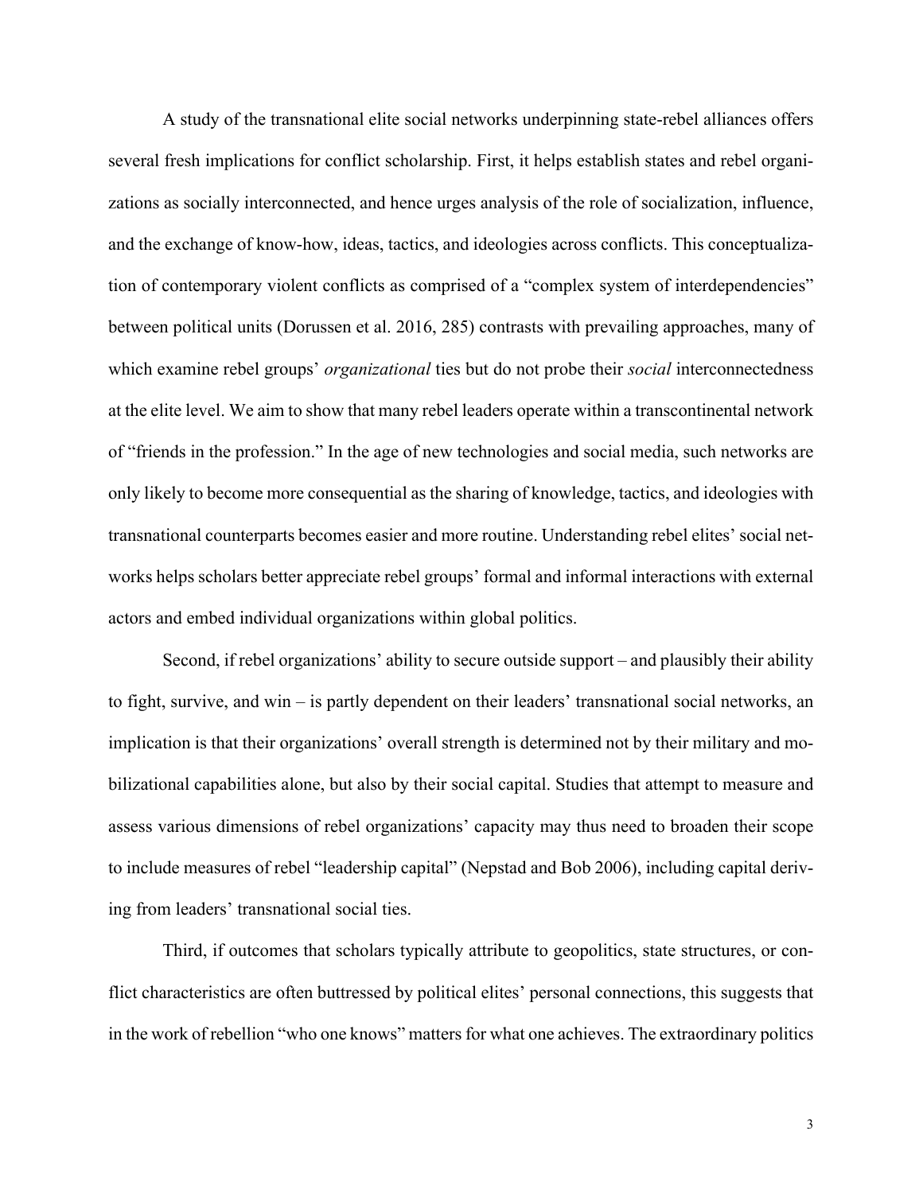A study of the transnational elite social networks underpinning state-rebel alliances offers several fresh implications for conflict scholarship. First, it helps establish states and rebel organizations as socially interconnected, and hence urges analysis of the role of socialization, influence, and the exchange of know-how, ideas, tactics, and ideologies across conflicts. This conceptualization of contemporary violent conflicts as comprised of a "complex system of interdependencies" between political units (Dorussen et al. 2016, 285) contrasts with prevailing approaches, many of which examine rebel groups' *organizational* ties but do not probe their *social* interconnectedness at the elite level. We aim to show that many rebel leaders operate within a transcontinental network of "friends in the profession." In the age of new technologies and social media, such networks are only likely to become more consequential as the sharing of knowledge, tactics, and ideologies with transnational counterparts becomes easier and more routine. Understanding rebel elites' social networks helps scholars better appreciate rebel groups' formal and informal interactions with external actors and embed individual organizations within global politics.

Second, if rebel organizations' ability to secure outside support – and plausibly their ability to fight, survive, and win – is partly dependent on their leaders' transnational social networks, an implication is that their organizations' overall strength is determined not by their military and mobilizational capabilities alone, but also by their social capital. Studies that attempt to measure and assess various dimensions of rebel organizations' capacity may thus need to broaden their scope to include measures of rebel "leadership capital" (Nepstad and Bob 2006), including capital deriving from leaders' transnational social ties.

Third, if outcomes that scholars typically attribute to geopolitics, state structures, or conflict characteristics are often buttressed by political elites' personal connections, this suggests that in the work of rebellion "who one knows" matters for what one achieves. The extraordinary politics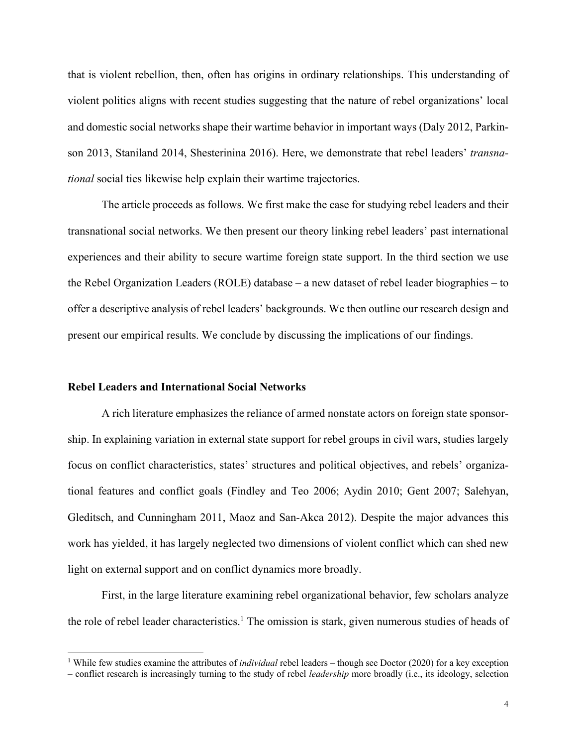that is violent rebellion, then, often has origins in ordinary relationships. This understanding of violent politics aligns with recent studies suggesting that the nature of rebel organizations' local and domestic social networks shape their wartime behavior in important ways (Daly 2012, Parkinson 2013, Staniland 2014, Shesterinina 2016). Here, we demonstrate that rebel leaders' *transnational* social ties likewise help explain their wartime trajectories.

The article proceeds as follows. We first make the case for studying rebel leaders and their transnational social networks. We then present our theory linking rebel leaders' past international experiences and their ability to secure wartime foreign state support. In the third section we use the Rebel Organization Leaders (ROLE) database – a new dataset of rebel leader biographies – to offer a descriptive analysis of rebel leaders' backgrounds. We then outline our research design and present our empirical results. We conclude by discussing the implications of our findings.

## Rebel Leaders and International Social Networks

A rich literature emphasizes the reliance of armed nonstate actors on foreign state sponsorship. In explaining variation in external state support for rebel groups in civil wars, studies largely focus on conflict characteristics, states' structures and political objectives, and rebels' organizational features and conflict goals (Findley and Teo 2006; Aydin 2010; Gent 2007; Salehyan, Gleditsch, and Cunningham 2011, Maoz and San-Akca 2012). Despite the major advances this work has yielded, it has largely neglected two dimensions of violent conflict which can shed new light on external support and on conflict dynamics more broadly.

First, in the large literature examining rebel organizational behavior, few scholars analyze the role of rebel leader characteristics.[1] The omission is stark, given numerous studies of heads of

[1] While few studies examine the attributes of *individual* rebel leaders – though see Doctor (2020) for a key exception – conflict research is increasingly turning to the study of rebel *leadership* more broadly (i.e., its ideology, selection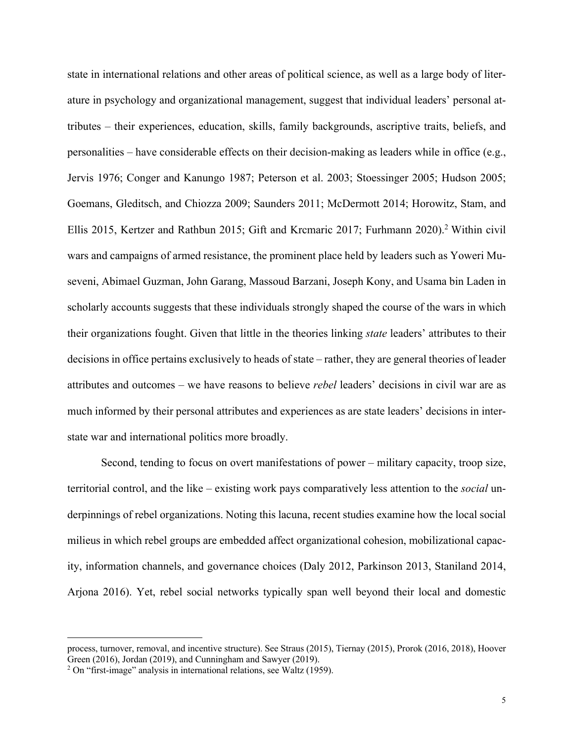state in international relations and other areas of political science, as well as a large body of literature in psychology and organizational management, suggest that individual leaders' personal attributes – their experiences, education, skills, family backgrounds, ascriptive traits, beliefs, and personalities – have considerable effects on their decision-making as leaders while in office (e.g., Jervis 1976; Conger and Kanungo 1987; Peterson et al. 2003; Stoessinger 2005; Hudson 2005; Goemans, Gleditsch, and Chiozza 2009; Saunders 2011; McDermott 2014; Horowitz, Stam, and Ellis 2015, Kertzer and Rathbun 2015; Gift and Krcmaric 2017; Furhmann 2020).[2] Within civil wars and campaigns of armed resistance, the prominent place held by leaders such as Yoweri Museveni, Abimael Guzman, John Garang, Massoud Barzani, Joseph Kony, and Usama bin Laden in scholarly accounts suggests that these individuals strongly shaped the course of the wars in which their organizations fought. Given that little in the theories linking *state* leaders' attributes to their decisions in office pertains exclusively to heads of state – rather, they are general theories of leader attributes and outcomes – we have reasons to believe *rebel* leaders' decisions in civil war are as much informed by their personal attributes and experiences as are state leaders' decisions in interstate war and international politics more broadly.

Second, tending to focus on overt manifestations of power – military capacity, troop size, territorial control, and the like – existing work pays comparatively less attention to the *social* underpinnings of rebel organizations. Noting this lacuna, recent studies examine how the local social milieus in which rebel groups are embedded affect organizational cohesion, mobilizational capacity, information channels, and governance choices (Daly 2012, Parkinson 2013, Staniland 2014, Arjona 2016). Yet, rebel social networks typically span well beyond their local and domestic

process, turnover, removal, and incentive structure). See Straus (2015), Tiernay (2015), Prorok (2016, 2018), Hoover Green (2016), Jordan (2019), and Cunningham and Sawyer (2019).

[2] On "first-image" analysis in international relations, see Waltz (1959).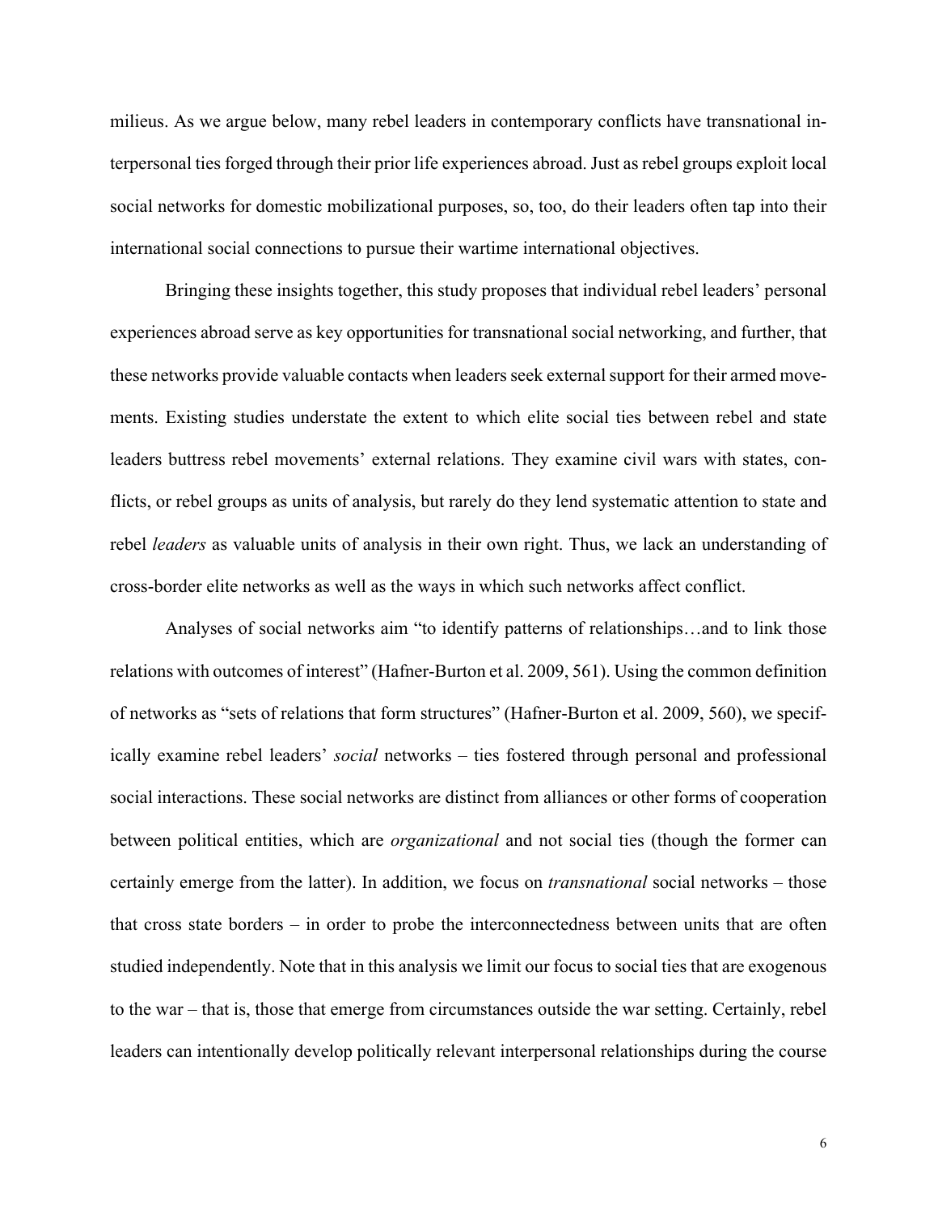milieus. As we argue below, many rebel leaders in contemporary conflicts have transnational interpersonal ties forged through their prior life experiences abroad. Just as rebel groups exploit local social networks for domestic mobilizational purposes, so, too, do their leaders often tap into their international social connections to pursue their wartime international objectives.

Bringing these insights together, this study proposes that individual rebel leaders' personal experiences abroad serve as key opportunities for transnational social networking, and further, that these networks provide valuable contacts when leaders seek external support for their armed movements. Existing studies understate the extent to which elite social ties between rebel and state leaders buttress rebel movements' external relations. They examine civil wars with states, conflicts, or rebel groups as units of analysis, but rarely do they lend systematic attention to state and rebel *leaders* as valuable units of analysis in their own right. Thus, we lack an understanding of cross-border elite networks as well as the ways in which such networks affect conflict.

Analyses of social networks aim "to identify patterns of relationships…and to link those relations with outcomes of interest" (Hafner-Burton et al. 2009, 561). Using the common definition of networks as "sets of relations that form structures" (Hafner-Burton et al. 2009, 560), we specifically examine rebel leaders' *social* networks – ties fostered through personal and professional social interactions. These social networks are distinct from alliances or other forms of cooperation between political entities, which are *organizational* and not social ties (though the former can certainly emerge from the latter). In addition, we focus on *transnational* social networks – those that cross state borders – in order to probe the interconnectedness between units that are often studied independently. Note that in this analysis we limit our focus to social ties that are exogenous to the war – that is, those that emerge from circumstances outside the war setting. Certainly, rebel leaders can intentionally develop politically relevant interpersonal relationships during the course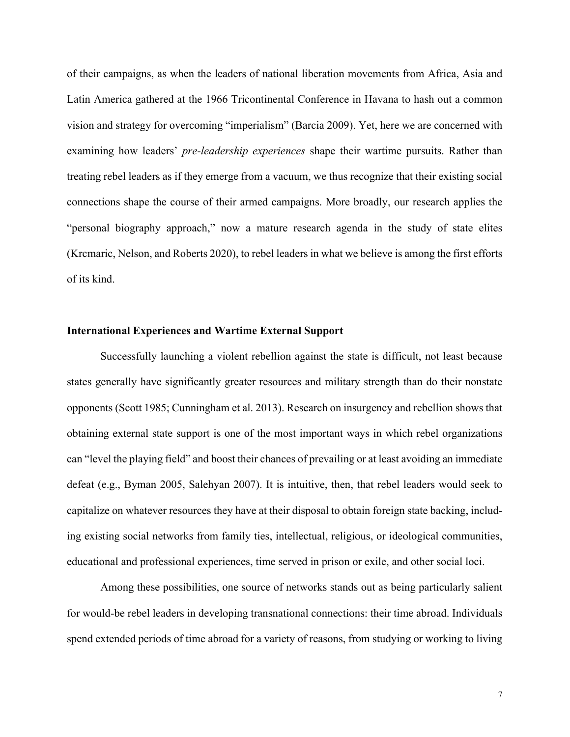of their campaigns, as when the leaders of national liberation movements from Africa, Asia and Latin America gathered at the 1966 Tricontinental Conference in Havana to hash out a common vision and strategy for overcoming "imperialism" (Barcia 2009). Yet, here we are concerned with examining how leaders' *pre-leadership experiences* shape their wartime pursuits. Rather than treating rebel leaders as if they emerge from a vacuum, we thus recognize that their existing social connections shape the course of their armed campaigns. More broadly, our research applies the "personal biography approach," now a mature research agenda in the study of state elites (Krcmaric, Nelson, and Roberts 2020), to rebel leaders in what we believe is among the first efforts of its kind.

### International Experiences and Wartime External Support

Successfully launching a violent rebellion against the state is difficult, not least because states generally have significantly greater resources and military strength than do their nonstate opponents (Scott 1985; Cunningham et al. 2013). Research on insurgency and rebellion shows that obtaining external state support is one of the most important ways in which rebel organizations can "level the playing field" and boost their chances of prevailing or at least avoiding an immediate defeat (e.g., Byman 2005, Salehyan 2007). It is intuitive, then, that rebel leaders would seek to capitalize on whatever resources they have at their disposal to obtain foreign state backing, including existing social networks from family ties, intellectual, religious, or ideological communities, educational and professional experiences, time served in prison or exile, and other social loci.

Among these possibilities, one source of networks stands out as being particularly salient for would-be rebel leaders in developing transnational connections: their time abroad. Individuals spend extended periods of time abroad for a variety of reasons, from studying or working to living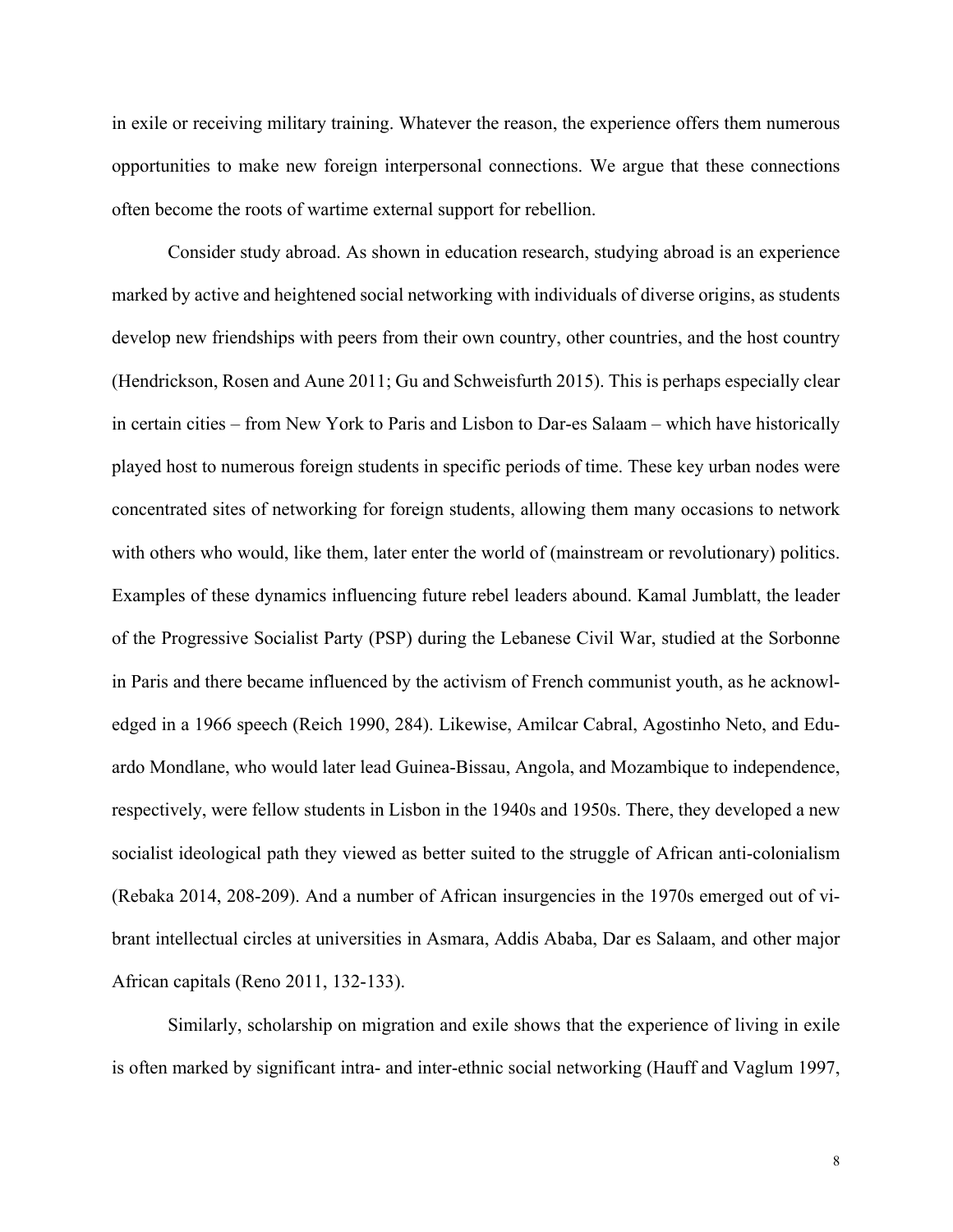in exile or receiving military training. Whatever the reason, the experience offers them numerous opportunities to make new foreign interpersonal connections. We argue that these connections often become the roots of wartime external support for rebellion.

Consider study abroad. As shown in education research, studying abroad is an experience marked by active and heightened social networking with individuals of diverse origins, as students develop new friendships with peers from their own country, other countries, and the host country (Hendrickson, Rosen and Aune 2011; Gu and Schweisfurth 2015). This is perhaps especially clear in certain cities – from New York to Paris and Lisbon to Dar-es Salaam – which have historically played host to numerous foreign students in specific periods of time. These key urban nodes were concentrated sites of networking for foreign students, allowing them many occasions to network with others who would, like them, later enter the world of (mainstream or revolutionary) politics. Examples of these dynamics influencing future rebel leaders abound. Kamal Jumblatt, the leader of the Progressive Socialist Party (PSP) during the Lebanese Civil War, studied at the Sorbonne in Paris and there became influenced by the activism of French communist youth, as he acknowledged in a 1966 speech (Reich 1990, 284). Likewise, Amilcar Cabral, Agostinho Neto, and Eduardo Mondlane, who would later lead Guinea-Bissau, Angola, and Mozambique to independence, respectively, were fellow students in Lisbon in the 1940s and 1950s. There, they developed a new socialist ideological path they viewed as better suited to the struggle of African anti-colonialism (Rebaka 2014, 208-209). And a number of African insurgencies in the 1970s emerged out of vibrant intellectual circles at universities in Asmara, Addis Ababa, Dar es Salaam, and other major African capitals (Reno 2011, 132-133).

Similarly, scholarship on migration and exile shows that the experience of living in exile is often marked by significant intra- and inter-ethnic social networking (Hauff and Vaglum 1997,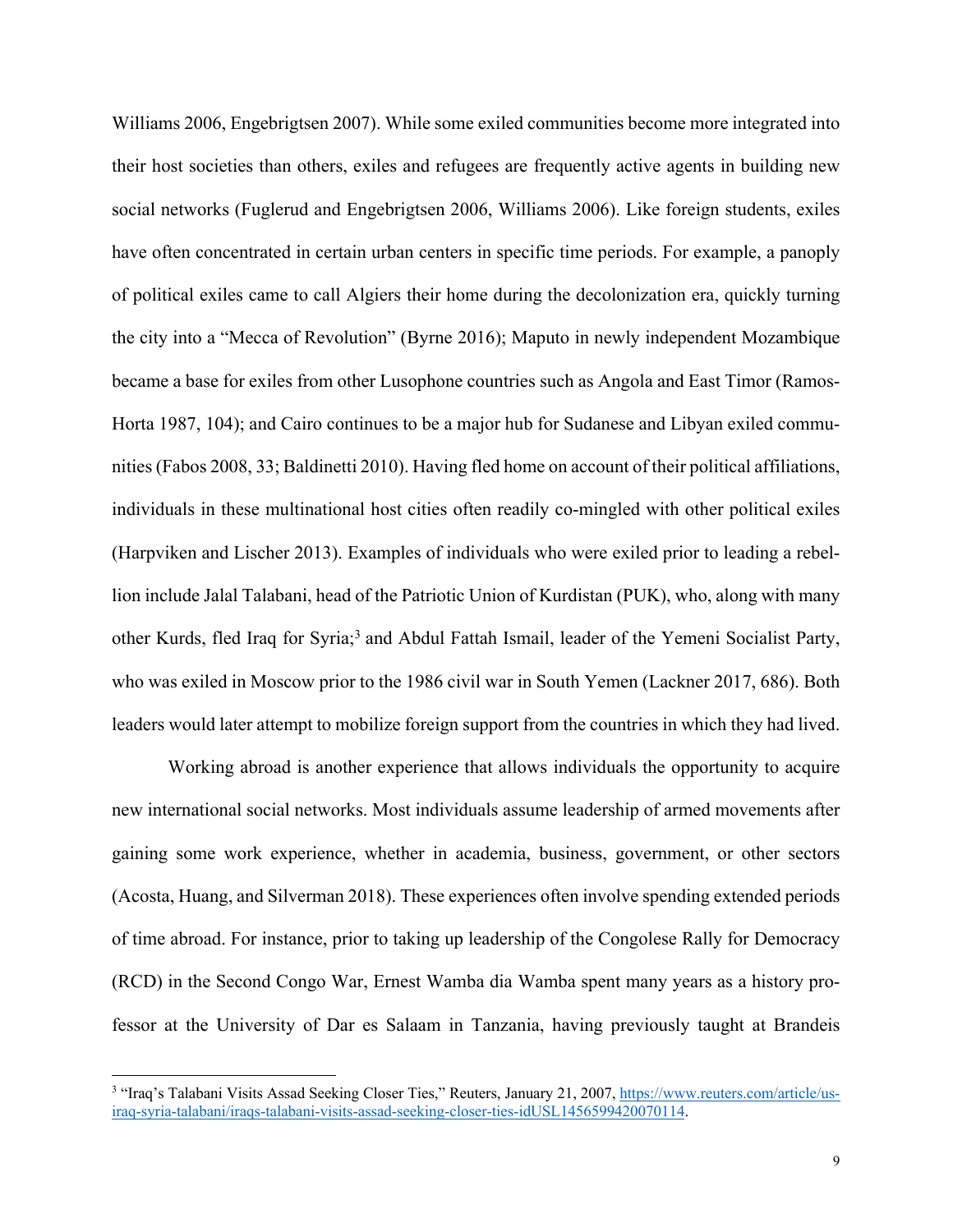Williams 2006, Engebrigtsen 2007). While some exiled communities become more integrated into their host societies than others, exiles and refugees are frequently active agents in building new social networks (Fuglerud and Engebrigtsen 2006, Williams 2006). Like foreign students, exiles have often concentrated in certain urban centers in specific time periods. For example, a panoply of political exiles came to call Algiers their home during the decolonization era, quickly turning the city into a "Mecca of Revolution" (Byrne 2016); Maputo in newly independent Mozambique became a base for exiles from other Lusophone countries such as Angola and East Timor (Ramos-Horta 1987, 104); and Cairo continues to be a major hub for Sudanese and Libyan exiled communities (Fabos 2008, 33; Baldinetti 2010). Having fled home on account of their political affiliations, individuals in these multinational host cities often readily co-mingled with other political exiles (Harpviken and Lischer 2013). Examples of individuals who were exiled prior to leading a rebellion include Jalal Talabani, head of the Patriotic Union of Kurdistan (PUK), who, along with many other Kurds, fled Iraq for Syria;[3] and Abdul Fattah Ismail, leader of the Yemeni Socialist Party, who was exiled in Moscow prior to the 1986 civil war in South Yemen (Lackner 2017, 686). Both leaders would later attempt to mobilize foreign support from the countries in which they had lived.

Working abroad is another experience that allows individuals the opportunity to acquire new international social networks. Most individuals assume leadership of armed movements after gaining some work experience, whether in academia, business, government, or other sectors (Acosta, Huang, and Silverman 2018). These experiences often involve spending extended periods of time abroad. For instance, prior to taking up leadership of the Congolese Rally for Democracy (RCD) in the Second Congo War, Ernest Wamba dia Wamba spent many years as a history professor at the University of Dar es Salaam in Tanzania, having previously taught at Brandeis

[3] "Iraq's Talabani Visits Assad Seeking Closer Ties," Reuters, January 21, 2007, https://www.reuters.com/article/us-iraq-syria-talabani/iraqs-talabani-visits-assad-seeking-closer-ties-idUSL1456599420070114.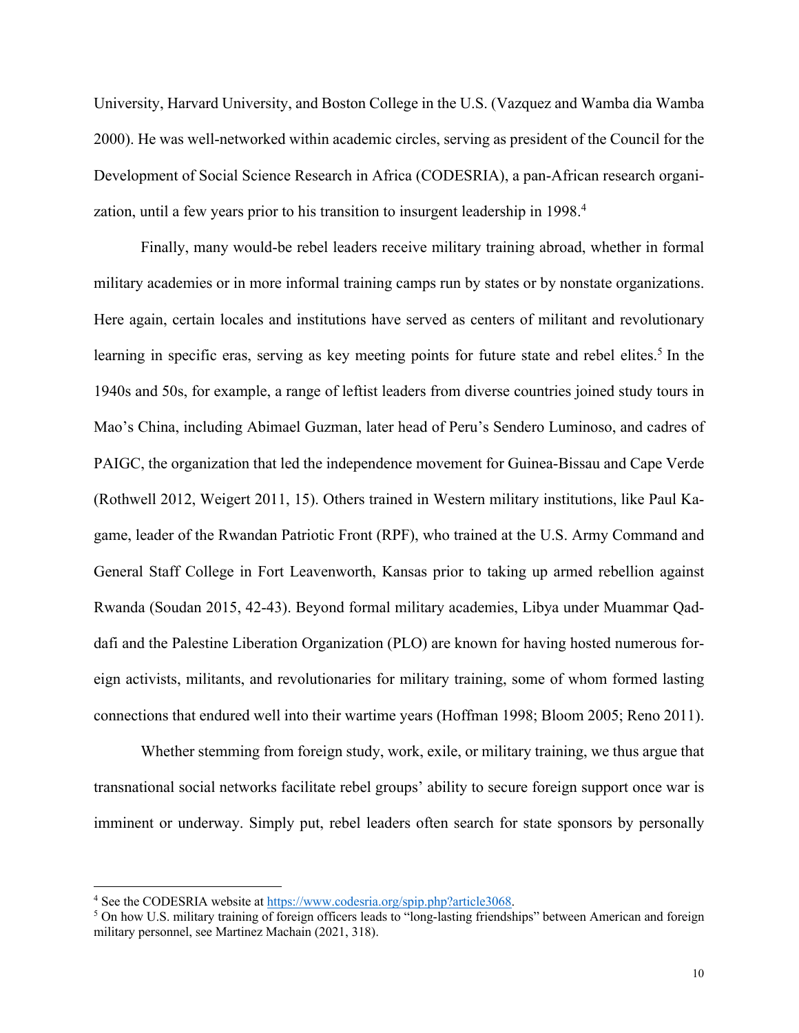University, Harvard University, and Boston College in the U.S. (Vazquez and Wamba dia Wamba 2000). He was well-networked within academic circles, serving as president of the Council for the Development of Social Science Research in Africa (CODESRIA), a pan-African research organization, until a few years prior to his transition to insurgent leadership in 1998.[4]

Finally, many would-be rebel leaders receive military training abroad, whether in formal military academies or in more informal training camps run by states or by nonstate organizations. Here again, certain locales and institutions have served as centers of militant and revolutionary learning in specific eras, serving as key meeting points for future state and rebel elites.[5] In the 1940s and 50s, for example, a range of leftist leaders from diverse countries joined study tours in Mao's China, including Abimael Guzman, later head of Peru's Sendero Luminoso, and cadres of PAIGC, the organization that led the independence movement for Guinea-Bissau and Cape Verde (Rothwell 2012, Weigert 2011, 15). Others trained in Western military institutions, like Paul Kagame, leader of the Rwandan Patriotic Front (RPF), who trained at the U.S. Army Command and General Staff College in Fort Leavenworth, Kansas prior to taking up armed rebellion against Rwanda (Soudan 2015, 42-43). Beyond formal military academies, Libya under Muammar Qaddafi and the Palestine Liberation Organization (PLO) are known for having hosted numerous foreign activists, militants, and revolutionaries for military training, some of whom formed lasting connections that endured well into their wartime years (Hoffman 1998; Bloom 2005; Reno 2011).

Whether stemming from foreign study, work, exile, or military training, we thus argue that transnational social networks facilitate rebel groups' ability to secure foreign support once war is imminent or underway. Simply put, rebel leaders often search for state sponsors by personally

---

[4] See the CODESRIA website at https://www.codesria.org/spip.php?article3068.

[5] On how U.S. military training of foreign officers leads to "long-lasting friendships" between American and foreign military personnel, see Martinez Machain (2021, 318).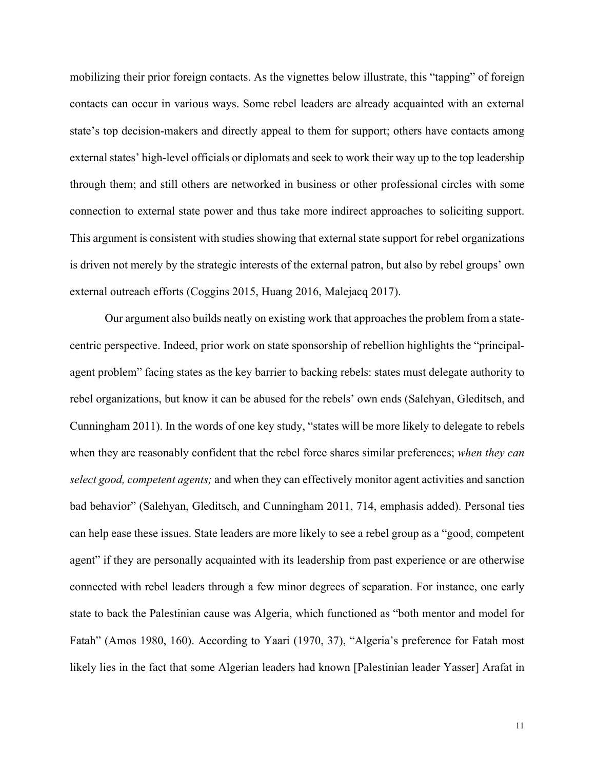mobilizing their prior foreign contacts. As the vignettes below illustrate, this "tapping" of foreign contacts can occur in various ways. Some rebel leaders are already acquainted with an external state's top decision-makers and directly appeal to them for support; others have contacts among external states' high-level officials or diplomats and seek to work their way up to the top leadership through them; and still others are networked in business or other professional circles with some connection to external state power and thus take more indirect approaches to soliciting support. This argument is consistent with studies showing that external state support for rebel organizations is driven not merely by the strategic interests of the external patron, but also by rebel groups' own external outreach efforts (Coggins 2015, Huang 2016, Malejacq 2017).

Our argument also builds neatly on existing work that approaches the problem from a state-centric perspective. Indeed, prior work on state sponsorship of rebellion highlights the "principal-agent problem" facing states as the key barrier to backing rebels: states must delegate authority to rebel organizations, but know it can be abused for the rebels' own ends (Salehyan, Gleditsch, and Cunningham 2011). In the words of one key study, "states will be more likely to delegate to rebels when they are reasonably confident that the rebel force shares similar preferences; *when they can select good, competent agents;* and when they can effectively monitor agent activities and sanction bad behavior" (Salehyan, Gleditsch, and Cunningham 2011, 714, emphasis added). Personal ties can help ease these issues. State leaders are more likely to see a rebel group as a "good, competent agent" if they are personally acquainted with its leadership from past experience or are otherwise connected with rebel leaders through a few minor degrees of separation. For instance, one early state to back the Palestinian cause was Algeria, which functioned as "both mentor and model for Fatah" (Amos 1980, 160). According to Yaari (1970, 37), "Algeria's preference for Fatah most likely lies in the fact that some Algerian leaders had known [Palestinian leader Yasser] Arafat in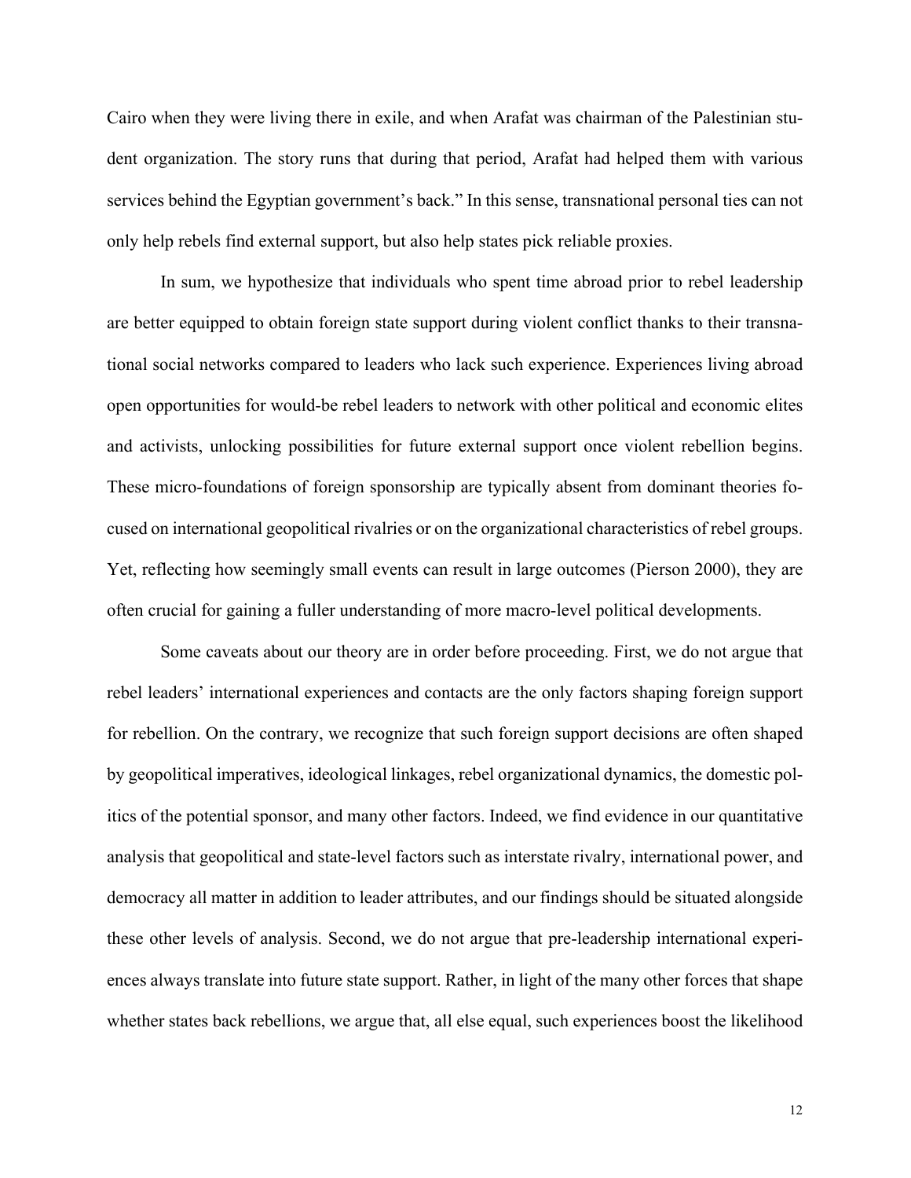Cairo when they were living there in exile, and when Arafat was chairman of the Palestinian student organization. The story runs that during that period, Arafat had helped them with various services behind the Egyptian government's back." In this sense, transnational personal ties can not only help rebels find external support, but also help states pick reliable proxies.

In sum, we hypothesize that individuals who spent time abroad prior to rebel leadership are better equipped to obtain foreign state support during violent conflict thanks to their transnational social networks compared to leaders who lack such experience. Experiences living abroad open opportunities for would-be rebel leaders to network with other political and economic elites and activists, unlocking possibilities for future external support once violent rebellion begins. These micro-foundations of foreign sponsorship are typically absent from dominant theories focused on international geopolitical rivalries or on the organizational characteristics of rebel groups. Yet, reflecting how seemingly small events can result in large outcomes (Pierson 2000), they are often crucial for gaining a fuller understanding of more macro-level political developments.

Some caveats about our theory are in order before proceeding. First, we do not argue that rebel leaders' international experiences and contacts are the only factors shaping foreign support for rebellion. On the contrary, we recognize that such foreign support decisions are often shaped by geopolitical imperatives, ideological linkages, rebel organizational dynamics, the domestic politics of the potential sponsor, and many other factors. Indeed, we find evidence in our quantitative analysis that geopolitical and state-level factors such as interstate rivalry, international power, and democracy all matter in addition to leader attributes, and our findings should be situated alongside these other levels of analysis. Second, we do not argue that pre-leadership international experiences always translate into future state support. Rather, in light of the many other forces that shape whether states back rebellions, we argue that, all else equal, such experiences boost the likelihood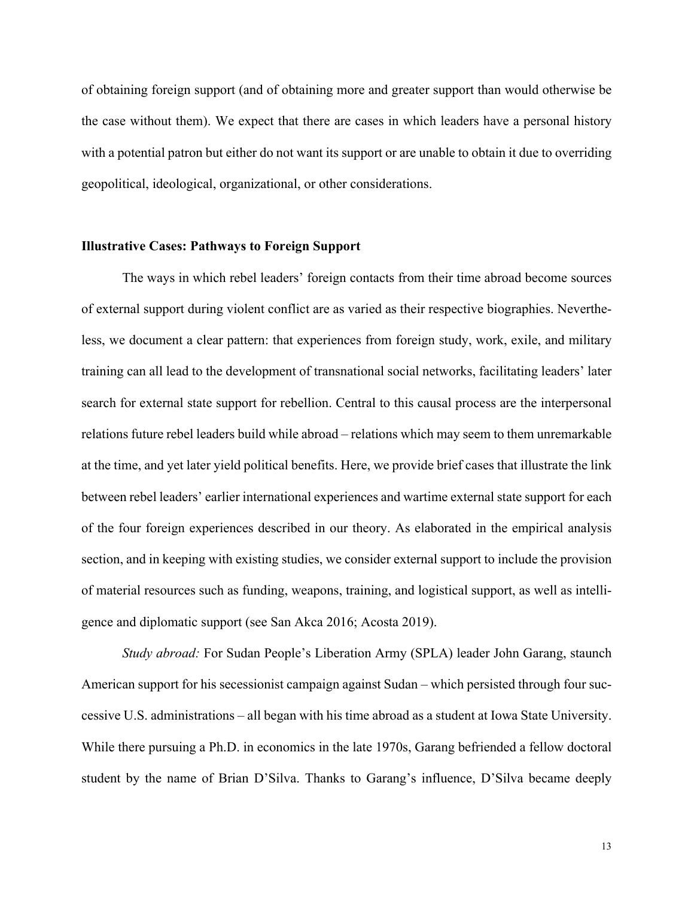of obtaining foreign support (and of obtaining more and greater support than would otherwise be the case without them). We expect that there are cases in which leaders have a personal history with a potential patron but either do not want its support or are unable to obtain it due to overriding geopolitical, ideological, organizational, or other considerations.

**Illustrative Cases: Pathways to Foreign Support**

The ways in which rebel leaders' foreign contacts from their time abroad become sources of external support during violent conflict are as varied as their respective biographies. Nevertheless, we document a clear pattern: that experiences from foreign study, work, exile, and military training can all lead to the development of transnational social networks, facilitating leaders' later search for external state support for rebellion. Central to this causal process are the interpersonal relations future rebel leaders build while abroad – relations which may seem to them unremarkable at the time, and yet later yield political benefits. Here, we provide brief cases that illustrate the link between rebel leaders' earlier international experiences and wartime external state support for each of the four foreign experiences described in our theory. As elaborated in the empirical analysis section, and in keeping with existing studies, we consider external support to include the provision of material resources such as funding, weapons, training, and logistical support, as well as intelligence and diplomatic support (see San Akca 2016; Acosta 2019).

*Study abroad:* For Sudan People's Liberation Army (SPLA) leader John Garang, staunch American support for his secessionist campaign against Sudan – which persisted through four successive U.S. administrations – all began with his time abroad as a student at Iowa State University. While there pursuing a Ph.D. in economics in the late 1970s, Garang befriended a fellow doctoral student by the name of Brian D'Silva. Thanks to Garang's influence, D'Silva became deeply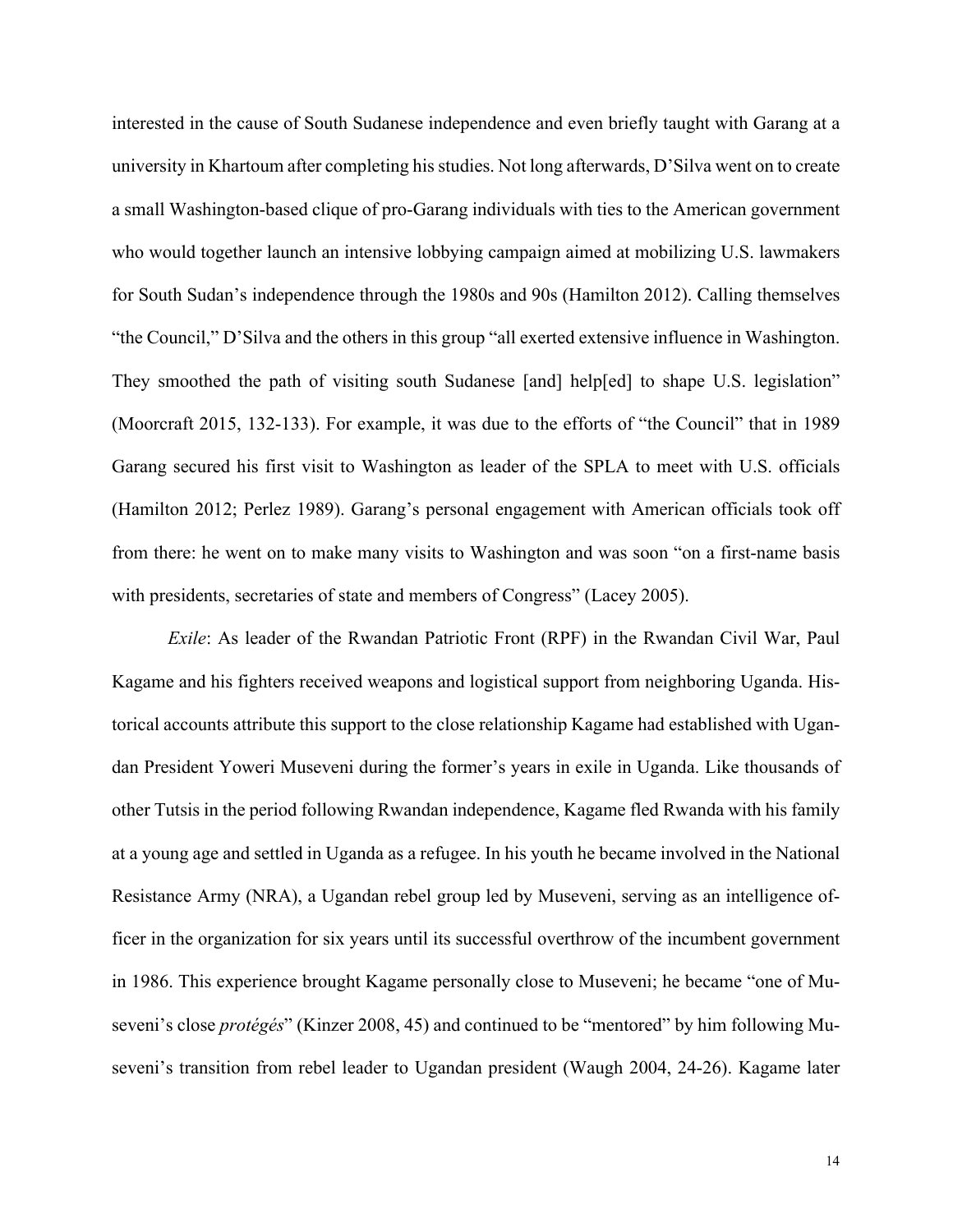interested in the cause of South Sudanese independence and even briefly taught with Garang at a university in Khartoum after completing his studies. Not long afterwards, D'Silva went on to create a small Washington-based clique of pro-Garang individuals with ties to the American government who would together launch an intensive lobbying campaign aimed at mobilizing U.S. lawmakers for South Sudan's independence through the 1980s and 90s (Hamilton 2012). Calling themselves "the Council," D'Silva and the others in this group "all exerted extensive influence in Washington. They smoothed the path of visiting south Sudanese [and] help[ed] to shape U.S. legislation" (Moorcraft 2015, 132-133). For example, it was due to the efforts of "the Council" that in 1989 Garang secured his first visit to Washington as leader of the SPLA to meet with U.S. officials (Hamilton 2012; Perlez 1989). Garang's personal engagement with American officials took off from there: he went on to make many visits to Washington and was soon "on a first-name basis with presidents, secretaries of state and members of Congress" (Lacey 2005).

*Exile*: As leader of the Rwandan Patriotic Front (RPF) in the Rwandan Civil War, Paul Kagame and his fighters received weapons and logistical support from neighboring Uganda. Historical accounts attribute this support to the close relationship Kagame had established with Ugandan President Yoweri Museveni during the former's years in exile in Uganda. Like thousands of other Tutsis in the period following Rwandan independence, Kagame fled Rwanda with his family at a young age and settled in Uganda as a refugee. In his youth he became involved in the National Resistance Army (NRA), a Ugandan rebel group led by Museveni, serving as an intelligence officer in the organization for six years until its successful overthrow of the incumbent government in 1986. This experience brought Kagame personally close to Museveni; he became "one of Museveni's close *protégés*" (Kinzer 2008, 45) and continued to be "mentored" by him following Museveni's transition from rebel leader to Ugandan president (Waugh 2004, 24-26). Kagame later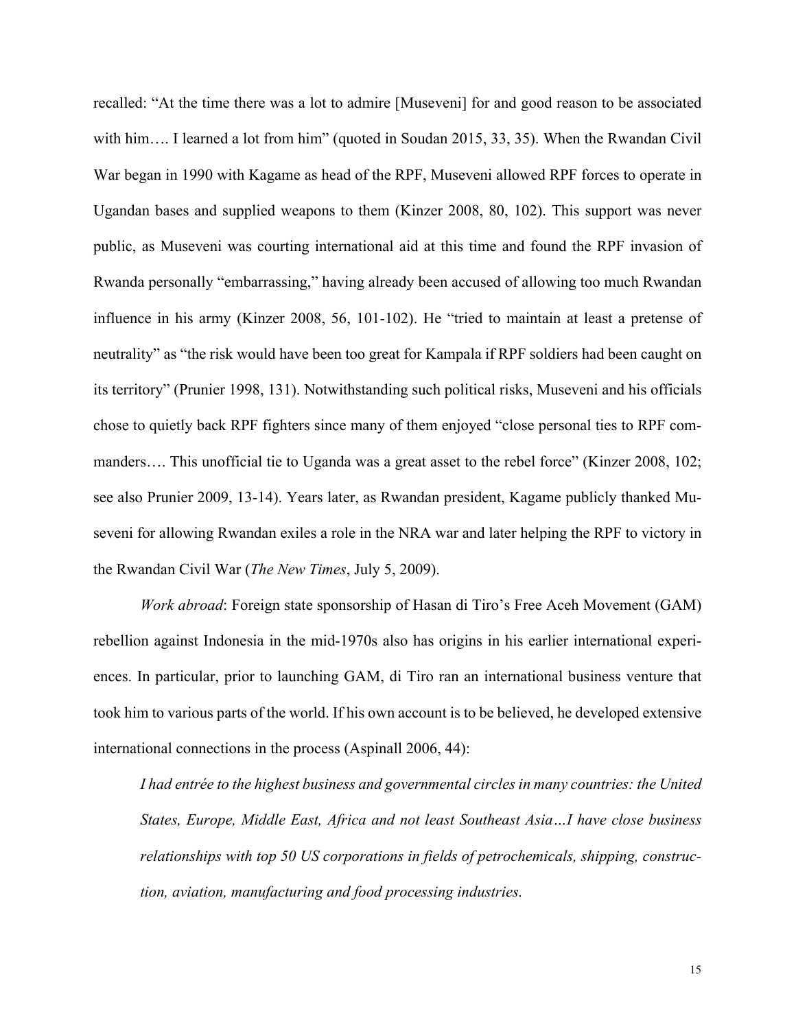recalled: “At the time there was a lot to admire [Museveni] for and good reason to be associated with him…. I learned a lot from him” (quoted in Soudan 2015, 33, 35). When the Rwandan Civil War began in 1990 with Kagame as head of the RPF, Museveni allowed RPF forces to operate in Ugandan bases and supplied weapons to them (Kinzer 2008, 80, 102). This support was never public, as Museveni was courting international aid at this time and found the RPF invasion of Rwanda personally “embarrassing,” having already been accused of allowing too much Rwandan influence in his army (Kinzer 2008, 56, 101-102). He “tried to maintain at least a pretense of neutrality” as “the risk would have been too great for Kampala if RPF soldiers had been caught on its territory” (Prunier 1998, 131). Notwithstanding such political risks, Museveni and his officials chose to quietly back RPF fighters since many of them enjoyed “close personal ties to RPF commanders…. This unofficial tie to Uganda was a great asset to the rebel force” (Kinzer 2008, 102; see also Prunier 2009, 13-14). Years later, as Rwandan president, Kagame publicly thanked Museveni for allowing Rwandan exiles a role in the NRA war and later helping the RPF to victory in the Rwandan Civil War (*The New Times*, July 5, 2009).

*Work abroad*: Foreign state sponsorship of Hasan di Tiro’s Free Aceh Movement (GAM) rebellion against Indonesia in the mid-1970s also has origins in his earlier international experiences. In particular, prior to launching GAM, di Tiro ran an international business venture that took him to various parts of the world. If his own account is to be believed, he developed extensive international connections in the process (Aspinall 2006, 44):

> *I had entrée to the highest business and governmental circles in many countries: the United States, Europe, Middle East, Africa and not least Southeast Asia…I have close business relationships with top 50 US corporations in fields of petrochemicals, shipping, construction, aviation, manufacturing and food processing industries.*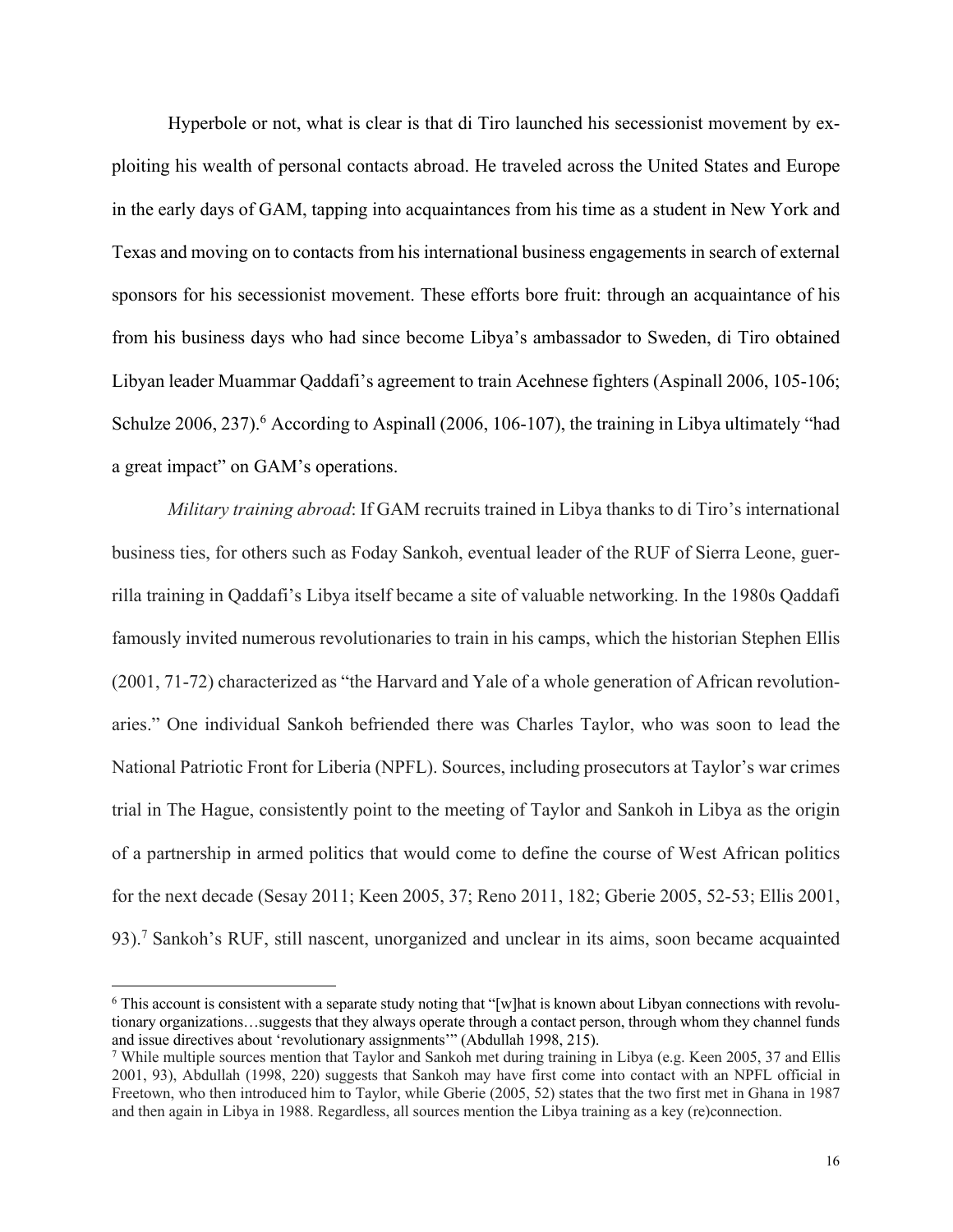Hyperbole or not, what is clear is that di Tiro launched his secessionist movement by exploiting his wealth of personal contacts abroad. He traveled across the United States and Europe in the early days of GAM, tapping into acquaintances from his time as a student in New York and Texas and moving on to contacts from his international business engagements in search of external sponsors for his secessionist movement. These efforts bore fruit: through an acquaintance of his from his business days who had since become Libya's ambassador to Sweden, di Tiro obtained Libyan leader Muammar Qaddafi's agreement to train Acehnese fighters (Aspinall 2006, 105-106; Schulze 2006, 237).[6] According to Aspinall (2006, 106-107), the training in Libya ultimately "had a great impact" on GAM's operations.

*Military training abroad*: If GAM recruits trained in Libya thanks to di Tiro's international business ties, for others such as Foday Sankoh, eventual leader of the RUF of Sierra Leone, guerrilla training in Qaddafi's Libya itself became a site of valuable networking. In the 1980s Qaddafi famously invited numerous revolutionaries to train in his camps, which the historian Stephen Ellis (2001, 71-72) characterized as "the Harvard and Yale of a whole generation of African revolutionaries." One individual Sankoh befriended there was Charles Taylor, who was soon to lead the National Patriotic Front for Liberia (NPFL). Sources, including prosecutors at Taylor's war crimes trial in The Hague, consistently point to the meeting of Taylor and Sankoh in Libya as the origin of a partnership in armed politics that would come to define the course of West African politics for the next decade (Sesay 2011; Keen 2005, 37; Reno 2011, 182; Gberie 2005, 52-53; Ellis 2001, 93).[7] Sankoh's RUF, still nascent, unorganized and unclear in its aims, soon became acquainted

[6] This account is consistent with a separate study noting that "[w]hat is known about Libyan connections with revolutionary organizations…suggests that they always operate through a contact person, through whom they channel funds and issue directives about 'revolutionary assignments'" (Abdullah 1998, 215).

[7] While multiple sources mention that Taylor and Sankoh met during training in Libya (e.g. Keen 2005, 37 and Ellis 2001, 93), Abdullah (1998, 220) suggests that Sankoh may have first come into contact with an NPFL official in Freetown, who then introduced him to Taylor, while Gberie (2005, 52) states that the two first met in Ghana in 1987 and then again in Libya in 1988. Regardless, all sources mention the Libya training as a key (re)connection.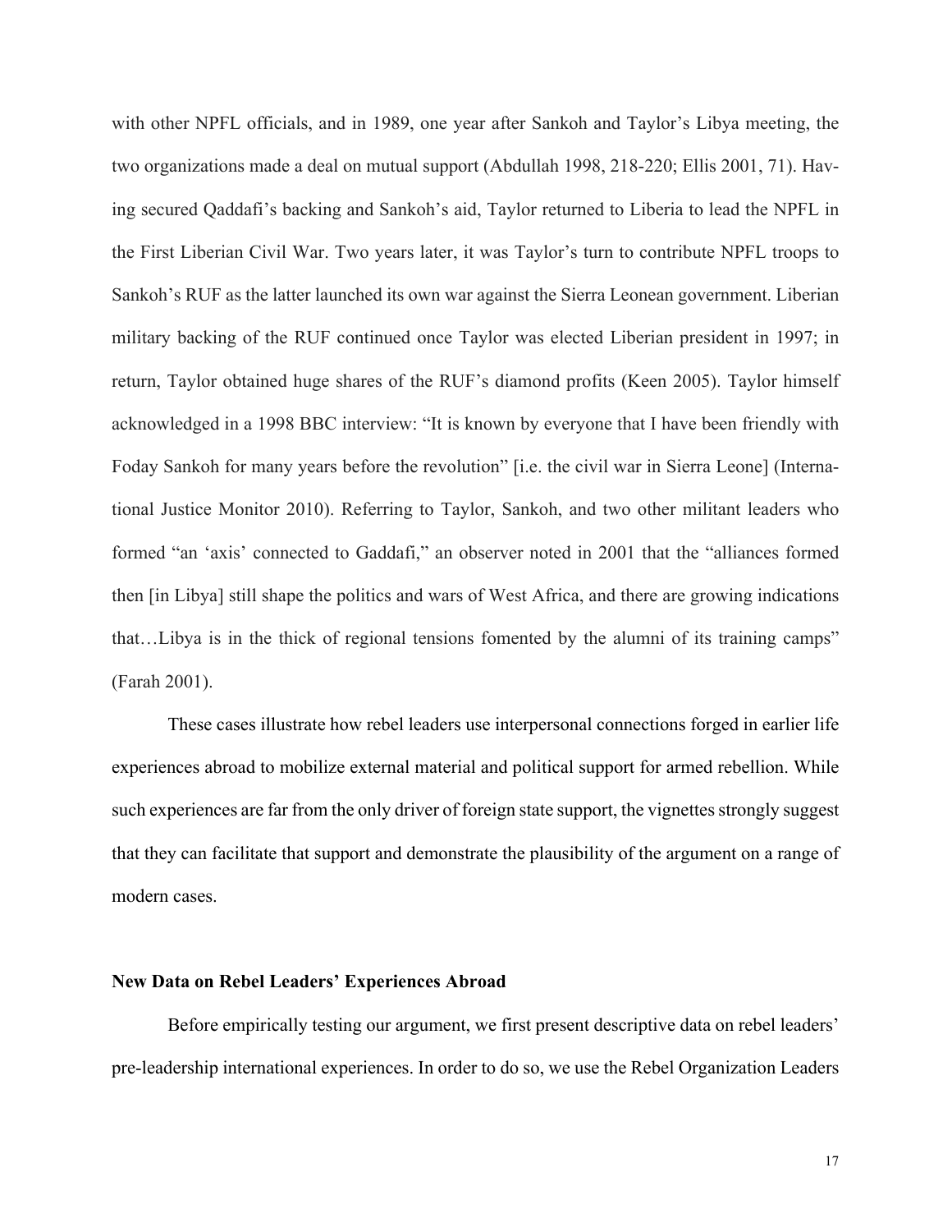with other NPFL officials, and in 1989, one year after Sankoh and Taylor's Libya meeting, the two organizations made a deal on mutual support (Abdullah 1998, 218-220; Ellis 2001, 71). Having secured Qaddafi's backing and Sankoh's aid, Taylor returned to Liberia to lead the NPFL in the First Liberian Civil War. Two years later, it was Taylor's turn to contribute NPFL troops to Sankoh's RUF as the latter launched its own war against the Sierra Leonean government. Liberian military backing of the RUF continued once Taylor was elected Liberian president in 1997; in return, Taylor obtained huge shares of the RUF's diamond profits (Keen 2005). Taylor himself acknowledged in a 1998 BBC interview: "It is known by everyone that I have been friendly with Foday Sankoh for many years before the revolution" [i.e. the civil war in Sierra Leone] (International Justice Monitor 2010). Referring to Taylor, Sankoh, and two other militant leaders who formed "an 'axis' connected to Gaddafi," an observer noted in 2001 that the "alliances formed then [in Libya] still shape the politics and wars of West Africa, and there are growing indications that…Libya is in the thick of regional tensions fomented by the alumni of its training camps" (Farah 2001).

These cases illustrate how rebel leaders use interpersonal connections forged in earlier life experiences abroad to mobilize external material and political support for armed rebellion. While such experiences are far from the only driver of foreign state support, the vignettes strongly suggest that they can facilitate that support and demonstrate the plausibility of the argument on a range of modern cases.

**New Data on Rebel Leaders' Experiences Abroad**

Before empirically testing our argument, we first present descriptive data on rebel leaders' pre-leadership international experiences. In order to do so, we use the Rebel Organization Leaders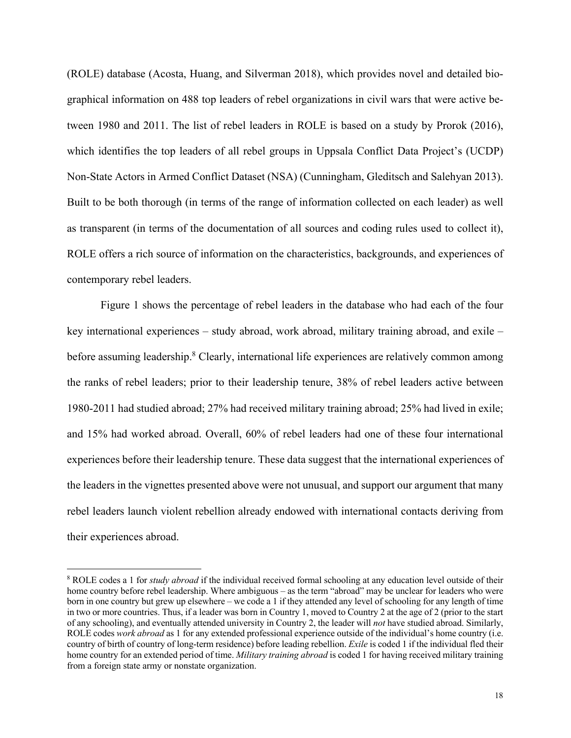(ROLE) database (Acosta, Huang, and Silverman 2018), which provides novel and detailed biographical information on 488 top leaders of rebel organizations in civil wars that were active between 1980 and 2011. The list of rebel leaders in ROLE is based on a study by Prorok (2016), which identifies the top leaders of all rebel groups in Uppsala Conflict Data Project's (UCDP) Non-State Actors in Armed Conflict Dataset (NSA) (Cunningham, Gleditsch and Salehyan 2013). Built to be both thorough (in terms of the range of information collected on each leader) as well as transparent (in terms of the documentation of all sources and coding rules used to collect it), ROLE offers a rich source of information on the characteristics, backgrounds, and experiences of contemporary rebel leaders.

Figure 1 shows the percentage of rebel leaders in the database who had each of the four key international experiences – study abroad, work abroad, military training abroad, and exile – before assuming leadership.[8] Clearly, international life experiences are relatively common among the ranks of rebel leaders; prior to their leadership tenure, 38% of rebel leaders active between 1980-2011 had studied abroad; 27% had received military training abroad; 25% had lived in exile; and 15% had worked abroad. Overall, 60% of rebel leaders had one of these four international experiences before their leadership tenure. These data suggest that the international experiences of the leaders in the vignettes presented above were not unusual, and support our argument that many rebel leaders launch violent rebellion already endowed with international contacts deriving from their experiences abroad.

---

[8] ROLE codes a 1 for *study abroad* if the individual received formal schooling at any education level outside of their home country before rebel leadership. Where ambiguous – as the term "abroad" may be unclear for leaders who were born in one country but grew up elsewhere – we code a 1 if they attended any level of schooling for any length of time in two or more countries. Thus, if a leader was born in Country 1, moved to Country 2 at the age of 2 (prior to the start of any schooling), and eventually attended university in Country 2, the leader will *not* have studied abroad. Similarly, ROLE codes *work abroad* as 1 for any extended professional experience outside of the individual's home country (i.e. country of birth of country of long-term residence) before leading rebellion. *Exile* is coded 1 if the individual fled their home country for an extended period of time. *Military training abroad* is coded 1 for having received military training from a foreign state army or nonstate organization.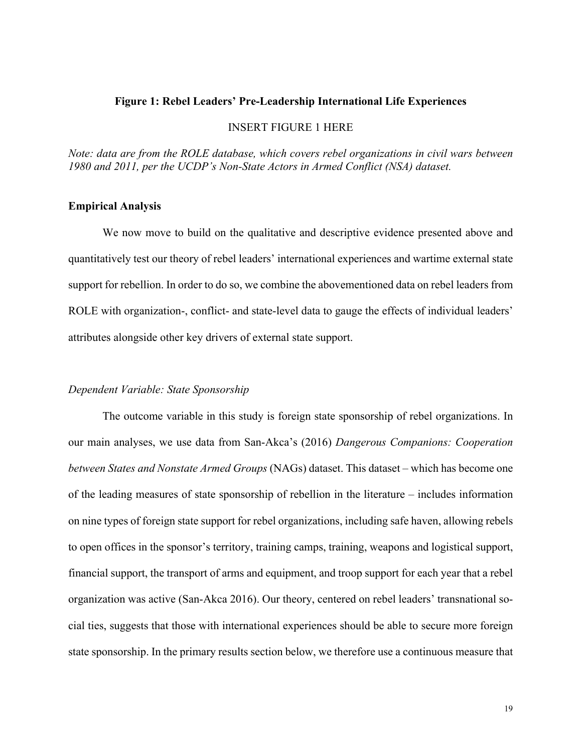**Figure 1: Rebel Leaders' Pre-Leadership International Life Experiences**

INSERT FIGURE 1 HERE

*Note: data are from the ROLE database, which covers rebel organizations in civil wars between 1980 and 2011, per the UCDP's Non-State Actors in Armed Conflict (NSA) dataset.*

## Empirical Analysis

We now move to build on the qualitative and descriptive evidence presented above and quantitatively test our theory of rebel leaders' international experiences and wartime external state support for rebellion. In order to do so, we combine the abovementioned data on rebel leaders from ROLE with organization-, conflict- and state-level data to gauge the effects of individual leaders' attributes alongside other key drivers of external state support.

### *Dependent Variable: State Sponsorship*

The outcome variable in this study is foreign state sponsorship of rebel organizations. In our main analyses, we use data from San-Akca's (2016) *Dangerous Companions: Cooperation between States and Nonstate Armed Groups* (NAGs) dataset. This dataset – which has become one of the leading measures of state sponsorship of rebellion in the literature – includes information on nine types of foreign state support for rebel organizations, including safe haven, allowing rebels to open offices in the sponsor's territory, training camps, training, weapons and logistical support, financial support, the transport of arms and equipment, and troop support for each year that a rebel organization was active (San-Akca 2016). Our theory, centered on rebel leaders' transnational social ties, suggests that those with international experiences should be able to secure more foreign state sponsorship. In the primary results section below, we therefore use a continuous measure that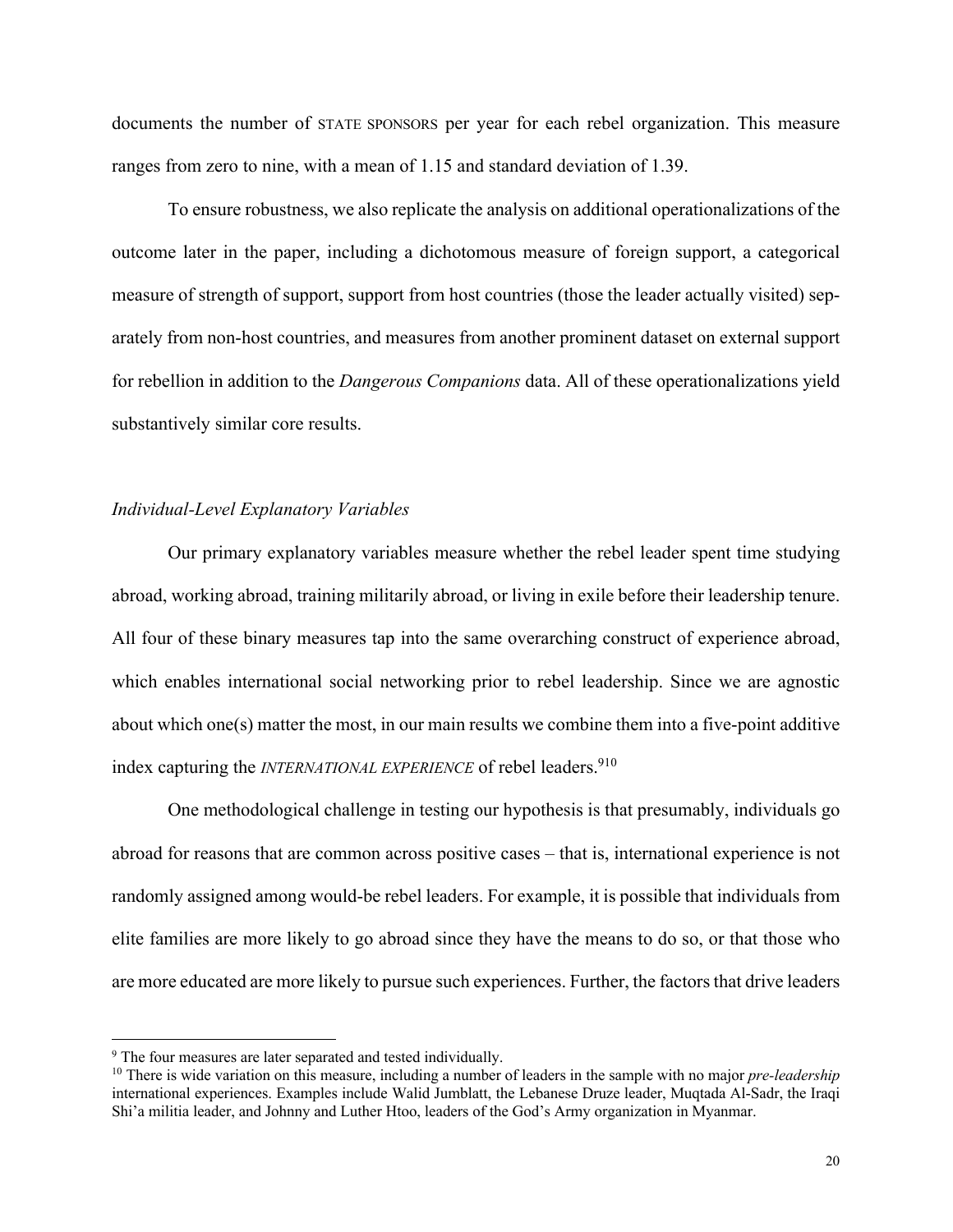documents the number of STATE SPONSORS per year for each rebel organization. This measure ranges from zero to nine, with a mean of 1.15 and standard deviation of 1.39.

To ensure robustness, we also replicate the analysis on additional operationalizations of the outcome later in the paper, including a dichotomous measure of foreign support, a categorical measure of strength of support, support from host countries (those the leader actually visited) separately from non-host countries, and measures from another prominent dataset on external support for rebellion in addition to the *Dangerous Companions* data. All of these operationalizations yield substantively similar core results.

### *Individual-Level Explanatory Variables*

Our primary explanatory variables measure whether the rebel leader spent time studying abroad, working abroad, training militarily abroad, or living in exile before their leadership tenure. All four of these binary measures tap into the same overarching construct of experience abroad, which enables international social networking prior to rebel leadership. Since we are agnostic about which one(s) matter the most, in our main results we combine them into a five-point additive index capturing the *INTERNATIONAL EXPERIENCE* of rebel leaders.[9][10]

One methodological challenge in testing our hypothesis is that presumably, individuals go abroad for reasons that are common across positive cases – that is, international experience is not randomly assigned among would-be rebel leaders. For example, it is possible that individuals from elite families are more likely to go abroad since they have the means to do so, or that those who are more educated are more likely to pursue such experiences. Further, the factors that drive leaders

[9] The four measures are later separated and tested individually.

[10] There is wide variation on this measure, including a number of leaders in the sample with no major *pre-leadership* international experiences. Examples include Walid Jumblatt, the Lebanese Druze leader, Muqtada Al-Sadr, the Iraqi Shi'a militia leader, and Johnny and Luther Htoo, leaders of the God's Army organization in Myanmar.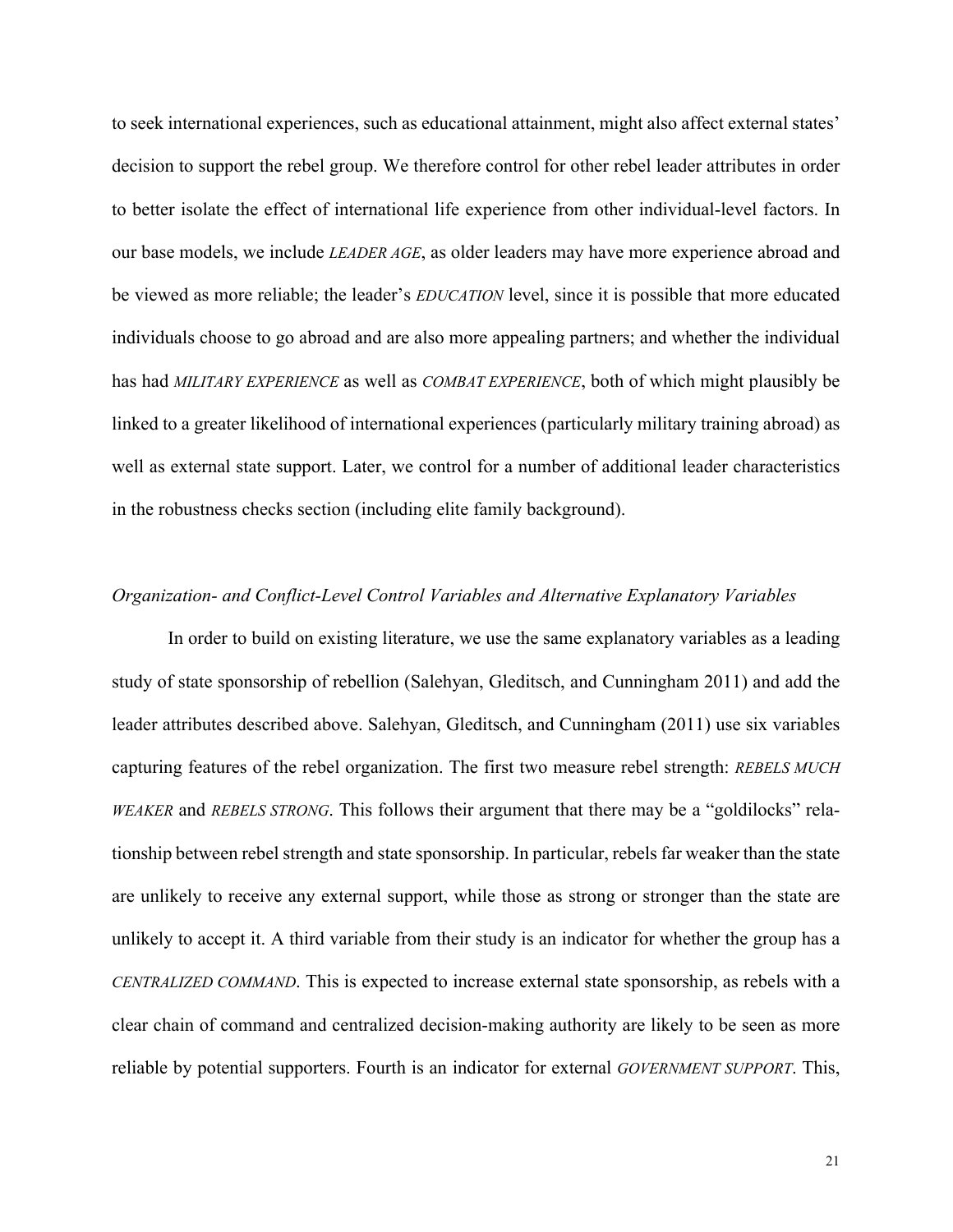to seek international experiences, such as educational attainment, might also affect external states' decision to support the rebel group. We therefore control for other rebel leader attributes in order to better isolate the effect of international life experience from other individual-level factors. In our base models, we include *LEADER AGE*, as older leaders may have more experience abroad and be viewed as more reliable; the leader's *EDUCATION* level, since it is possible that more educated individuals choose to go abroad and are also more appealing partners; and whether the individual has had *MILITARY EXPERIENCE* as well as *COMBAT EXPERIENCE*, both of which might plausibly be linked to a greater likelihood of international experiences (particularly military training abroad) as well as external state support. Later, we control for a number of additional leader characteristics in the robustness checks section (including elite family background).

*Organization- and Conflict-Level Control Variables and Alternative Explanatory Variables*

In order to build on existing literature, we use the same explanatory variables as a leading study of state sponsorship of rebellion (Salehyan, Gleditsch, and Cunningham 2011) and add the leader attributes described above. Salehyan, Gleditsch, and Cunningham (2011) use six variables capturing features of the rebel organization. The first two measure rebel strength: *REBELS MUCH WEAKER* and *REBELS STRONG*. This follows their argument that there may be a "goldilocks" relationship between rebel strength and state sponsorship. In particular, rebels far weaker than the state are unlikely to receive any external support, while those as strong or stronger than the state are unlikely to accept it. A third variable from their study is an indicator for whether the group has a *CENTRALIZED COMMAND*. This is expected to increase external state sponsorship, as rebels with a clear chain of command and centralized decision-making authority are likely to be seen as more reliable by potential supporters. Fourth is an indicator for external *GOVERNMENT SUPPORT*. This,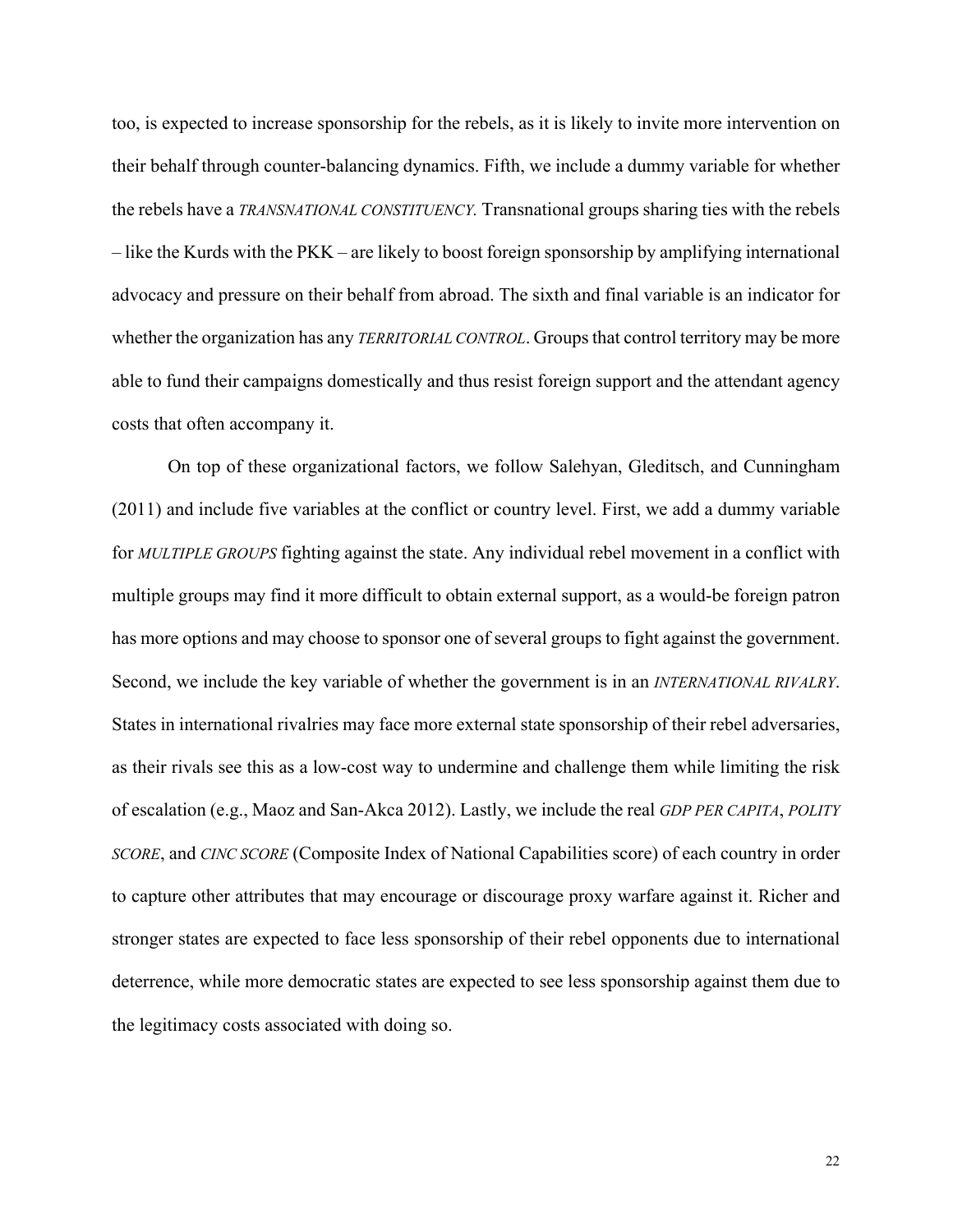too, is expected to increase sponsorship for the rebels, as it is likely to invite more intervention on their behalf through counter-balancing dynamics. Fifth, we include a dummy variable for whether the rebels have a *TRANSNATIONAL CONSTITUENCY.* Transnational groups sharing ties with the rebels – like the Kurds with the PKK – are likely to boost foreign sponsorship by amplifying international advocacy and pressure on their behalf from abroad. The sixth and final variable is an indicator for whether the organization has any *TERRITORIAL CONTROL*. Groups that control territory may be more able to fund their campaigns domestically and thus resist foreign support and the attendant agency costs that often accompany it.

On top of these organizational factors, we follow Salehyan, Gleditsch, and Cunningham (2011) and include five variables at the conflict or country level. First, we add a dummy variable for *MULTIPLE GROUPS* fighting against the state. Any individual rebel movement in a conflict with multiple groups may find it more difficult to obtain external support, as a would-be foreign patron has more options and may choose to sponsor one of several groups to fight against the government. Second, we include the key variable of whether the government is in an *INTERNATIONAL RIVALRY*. States in international rivalries may face more external state sponsorship of their rebel adversaries, as their rivals see this as a low-cost way to undermine and challenge them while limiting the risk of escalation (e.g., Maoz and San-Akca 2012). Lastly, we include the real *GDP PER CAPITA*, *POLITY SCORE*, and *CINC SCORE* (Composite Index of National Capabilities score) of each country in order to capture other attributes that may encourage or discourage proxy warfare against it. Richer and stronger states are expected to face less sponsorship of their rebel opponents due to international deterrence, while more democratic states are expected to see less sponsorship against them due to the legitimacy costs associated with doing so.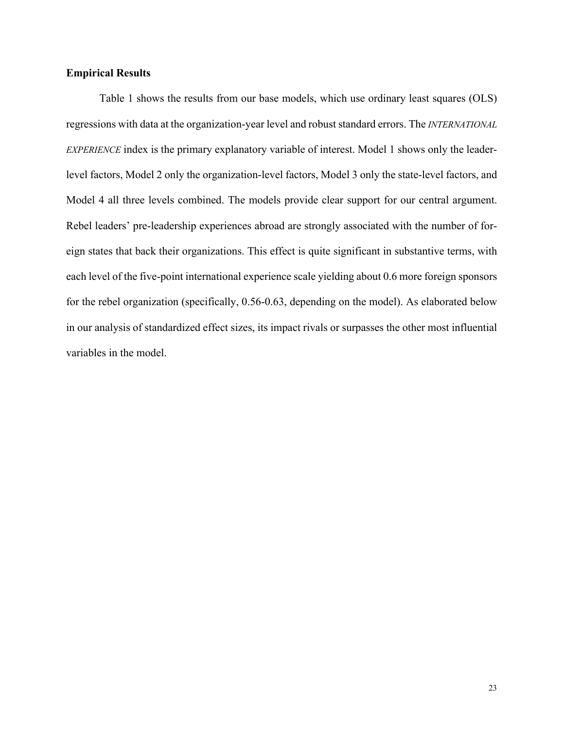**Empirical Results**

Table 1 shows the results from our base models, which use ordinary least squares (OLS) regressions with data at the organization-year level and robust standard errors. The *INTERNATIONAL EXPERIENCE* index is the primary explanatory variable of interest. Model 1 shows only the leader-level factors, Model 2 only the organization-level factors, Model 3 only the state-level factors, and Model 4 all three levels combined. The models provide clear support for our central argument. Rebel leaders' pre-leadership experiences abroad are strongly associated with the number of foreign states that back their organizations. This effect is quite significant in substantive terms, with each level of the five-point international experience scale yielding about 0.6 more foreign sponsors for the rebel organization (specifically, 0.56-0.63, depending on the model). As elaborated below in our analysis of standardized effect sizes, its impact rivals or surpasses the other most influential variables in the model.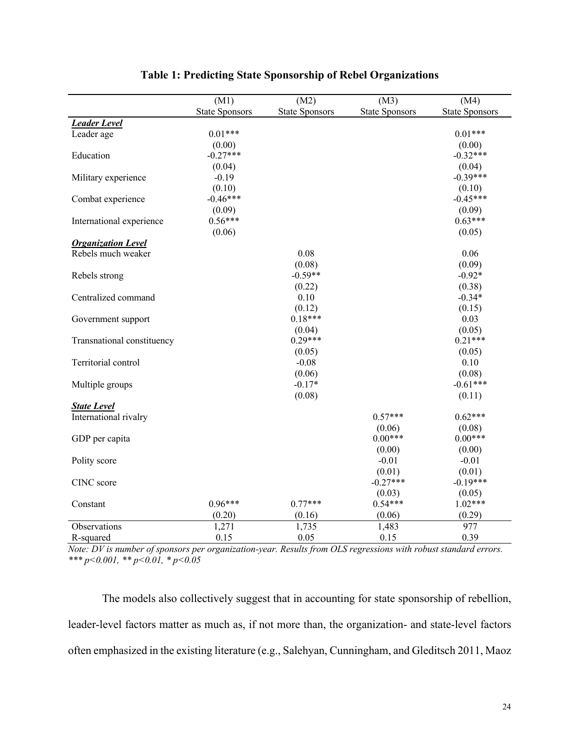**Table 1: Predicting State Sponsorship of Rebel Organizations**

| | (M1) | (M2) | (M3) | (M4) |
|---|---|---|---|---|
| | State Sponsors | State Sponsors | State Sponsors | State Sponsors |
| ***Leader Level*** | | | | |
| Leader age | 0.01*** | | | 0.01*** |
| | (0.00) | | | (0.00) |
| Education | -0.27*** | | | -0.32*** |
| | (0.04) | | | (0.04) |
| Military experience | -0.19 | | | -0.39*** |
| | (0.10) | | | (0.10) |
| Combat experience | -0.46*** | | | -0.45*** |
| | (0.09) | | | (0.09) |
| International experience | 0.56*** | | | 0.63*** |
| | (0.06) | | | (0.05) |
| ***Organization Level*** | | | | |
| Rebels much weaker | | 0.08 | | 0.06 |
| | | (0.08) | | (0.09) |
| Rebels strong | | -0.59** | | -0.92* |
| | | (0.22) | | (0.38) |
| Centralized command | | 0.10 | | -0.34* |
| | | (0.12) | | (0.15) |
| Government support | | 0.18*** | | 0.03 |
| | | (0.04) | | (0.05) |
| Transnational constituency | | 0.29*** | | 0.21*** |
| | | (0.05) | | (0.05) |
| Territorial control | | -0.08 | | 0.10 |
| | | (0.06) | | (0.08) |
| Multiple groups | | -0.17* | | -0.61*** |
| | | (0.08) | | (0.11) |
| ***State Level*** | | | | |
| International rivalry | | | 0.57*** | 0.62*** |
| | | | (0.06) | (0.08) |
| GDP per capita | | | 0.00*** | 0.00*** |
| | | | (0.00) | (0.00) |
| Polity score | | | -0.01 | -0.01 |
| | | | (0.01) | (0.01) |
| CINC score | | | -0.27*** | -0.19*** |
| | | | (0.03) | (0.05) |
| Constant | 0.96*** | 0.77*** | 0.54*** | 1.02*** |
| | (0.20) | (0.16) | (0.06) | (0.29) |
| Observations | 1,271 | 1,735 | 1,483 | 977 |
| R-squared | 0.15 | 0.05 | 0.15 | 0.39 |

*Note: DV is number of sponsors per organization-year. Results from OLS regressions with robust standard errors. *** p<0.001, ** p<0.01, * p<0.05*

The models also collectively suggest that in accounting for state sponsorship of rebellion, leader-level factors matter as much as, if not more than, the organization- and state-level factors often emphasized in the existing literature (e.g., Salehyan, Cunningham, and Gleditsch 2011, Maoz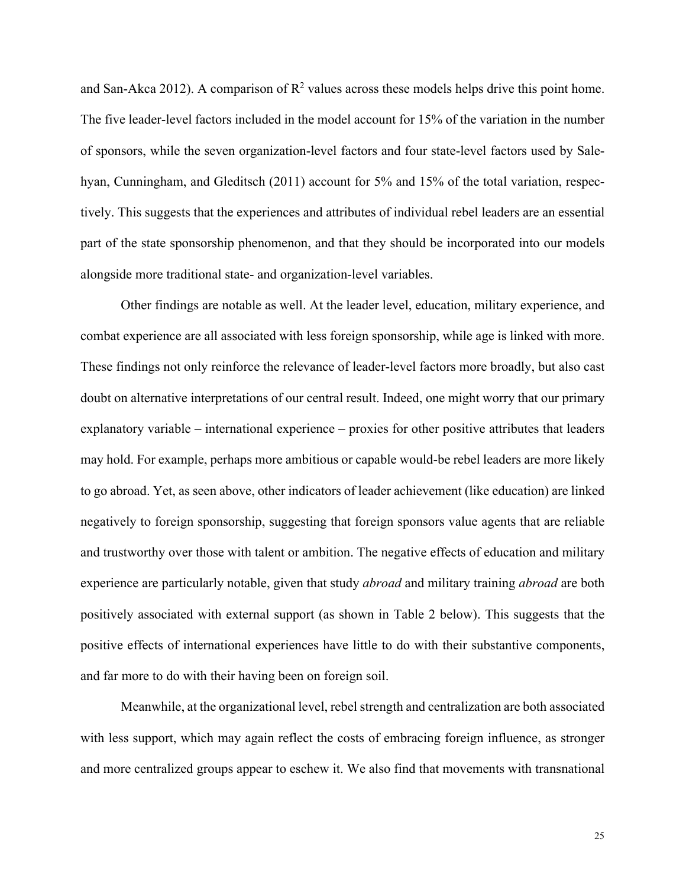and San-Akca 2012). A comparison of $R^2$ values across these models helps drive this point home. The five leader-level factors included in the model account for 15% of the variation in the number of sponsors, while the seven organization-level factors and four state-level factors used by Salehyan, Cunningham, and Gleditsch (2011) account for 5% and 15% of the total variation, respectively. This suggests that the experiences and attributes of individual rebel leaders are an essential part of the state sponsorship phenomenon, and that they should be incorporated into our models alongside more traditional state- and organization-level variables.

Other findings are notable as well. At the leader level, education, military experience, and combat experience are all associated with less foreign sponsorship, while age is linked with more. These findings not only reinforce the relevance of leader-level factors more broadly, but also cast doubt on alternative interpretations of our central result. Indeed, one might worry that our primary explanatory variable – international experience – proxies for other positive attributes that leaders may hold. For example, perhaps more ambitious or capable would-be rebel leaders are more likely to go abroad. Yet, as seen above, other indicators of leader achievement (like education) are linked negatively to foreign sponsorship, suggesting that foreign sponsors value agents that are reliable and trustworthy over those with talent or ambition. The negative effects of education and military experience are particularly notable, given that study *abroad* and military training *abroad* are both positively associated with external support (as shown in Table 2 below). This suggests that the positive effects of international experiences have little to do with their substantive components, and far more to do with their having been on foreign soil.

Meanwhile, at the organizational level, rebel strength and centralization are both associated with less support, which may again reflect the costs of embracing foreign influence, as stronger and more centralized groups appear to eschew it. We also find that movements with transnational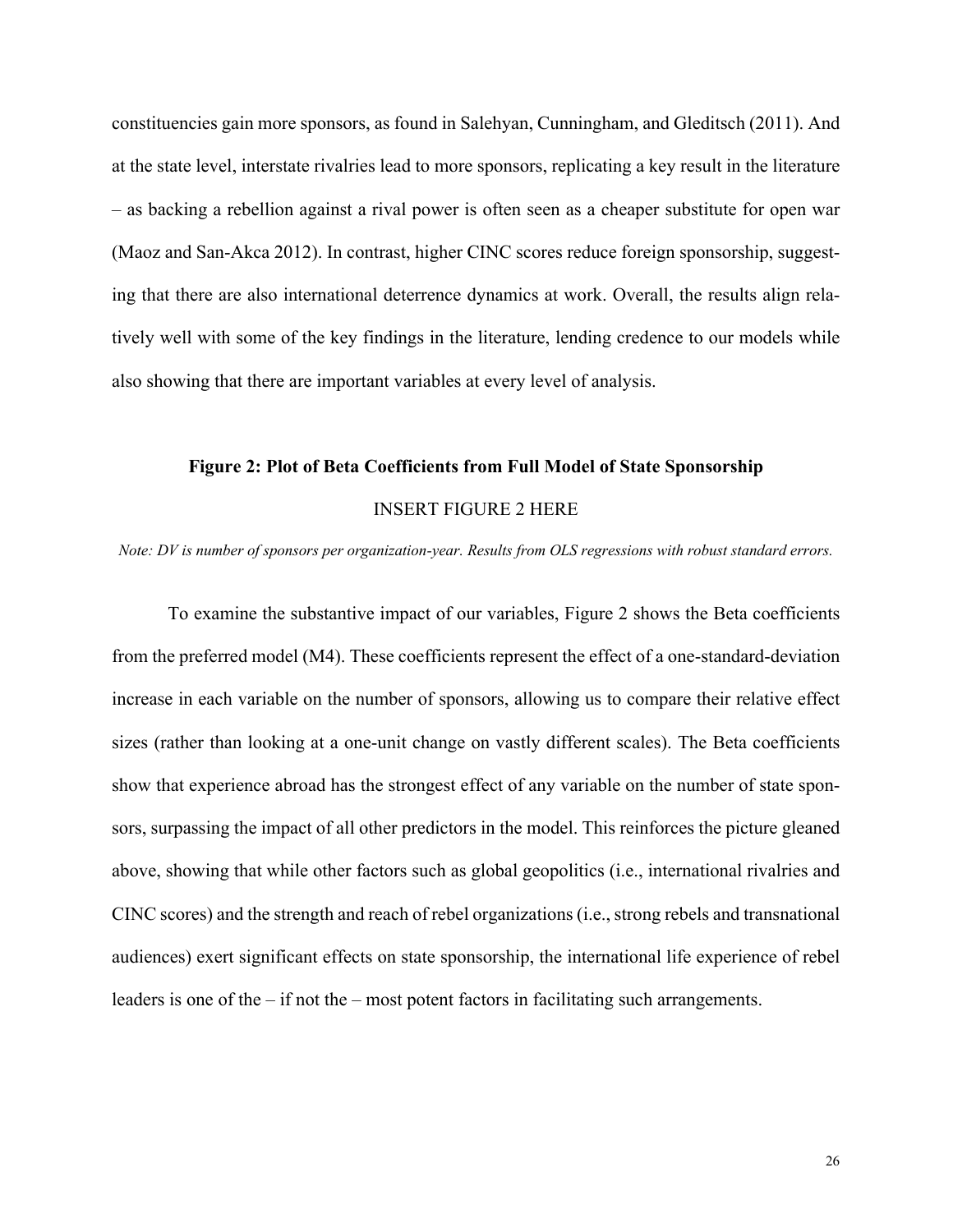constituencies gain more sponsors, as found in Salehyan, Cunningham, and Gleditsch (2011). And at the state level, interstate rivalries lead to more sponsors, replicating a key result in the literature – as backing a rebellion against a rival power is often seen as a cheaper substitute for open war (Maoz and San-Akca 2012). In contrast, higher CINC scores reduce foreign sponsorship, suggesting that there are also international deterrence dynamics at work. Overall, the results align relatively well with some of the key findings in the literature, lending credence to our models while also showing that there are important variables at every level of analysis.

**Figure 2: Plot of Beta Coefficients from Full Model of State Sponsorship**

INSERT FIGURE 2 HERE

*Note: DV is number of sponsors per organization-year. Results from OLS regressions with robust standard errors.*

To examine the substantive impact of our variables, Figure 2 shows the Beta coefficients from the preferred model (M4). These coefficients represent the effect of a one-standard-deviation increase in each variable on the number of sponsors, allowing us to compare their relative effect sizes (rather than looking at a one-unit change on vastly different scales). The Beta coefficients show that experience abroad has the strongest effect of any variable on the number of state sponsors, surpassing the impact of all other predictors in the model. This reinforces the picture gleaned above, showing that while other factors such as global geopolitics (i.e., international rivalries and CINC scores) and the strength and reach of rebel organizations (i.e., strong rebels and transnational audiences) exert significant effects on state sponsorship, the international life experience of rebel leaders is one of the – if not the – most potent factors in facilitating such arrangements.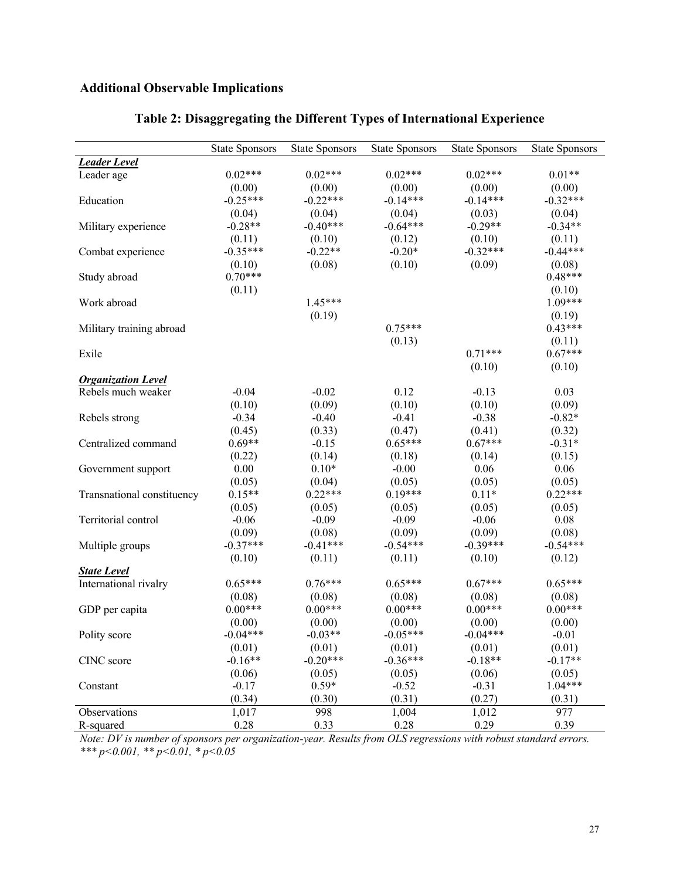## Additional Observable Implications

### Table 2: Disaggregating the Different Types of International Experience

| | State Sponsors | State Sponsors | State Sponsors | State Sponsors | State Sponsors |
|---|---|---|---|---|---|
| ***Leader Level*** | | | | | |
| Leader age | 0.02*** | 0.02*** | 0.02*** | 0.02*** | 0.01** |
| | (0.00) | (0.00) | (0.00) | (0.00) | (0.00) |
| Education | -0.25*** | -0.22*** | -0.14*** | -0.14*** | -0.32*** |
| | (0.04) | (0.04) | (0.04) | (0.03) | (0.04) |
| Military experience | -0.28** | -0.40*** | -0.64*** | -0.29** | -0.34** |
| | (0.11) | (0.10) | (0.12) | (0.10) | (0.11) |
| Combat experience | -0.35*** | -0.22** | -0.20* | -0.32*** | -0.44*** |
| | (0.10) | (0.08) | (0.10) | (0.09) | (0.08) |
| Study abroad | 0.70*** | | | | 0.48*** |
| | (0.11) | | | | (0.10) |
| Work abroad | | 1.45*** | | | 1.09*** |
| | | (0.19) | | | (0.19) |
| Military training abroad | | | 0.75*** | | 0.43*** |
| | | | (0.13) | | (0.11) |
| Exile | | | | 0.71*** | 0.67*** |
| | | | | (0.10) | (0.10) |
| ***Organization Level*** | | | | | |
| Rebels much weaker | -0.04 | -0.02 | 0.12 | -0.13 | 0.03 |
| | (0.10) | (0.09) | (0.10) | (0.10) | (0.09) |
| Rebels strong | -0.34 | -0.40 | -0.41 | -0.38 | -0.82* |
| | (0.45) | (0.33) | (0.47) | (0.41) | (0.32) |
| Centralized command | 0.69** | -0.15 | 0.65*** | 0.67*** | -0.31* |
| | (0.22) | (0.14) | (0.18) | (0.14) | (0.15) |
| Government support | 0.00 | 0.10* | -0.00 | 0.06 | 0.06 |
| | (0.05) | (0.04) | (0.05) | (0.05) | (0.05) |
| Transnational constituency | 0.15** | 0.22*** | 0.19*** | 0.11* | 0.22*** |
| | (0.05) | (0.05) | (0.05) | (0.05) | (0.05) |
| Territorial control | -0.06 | -0.09 | -0.09 | -0.06 | 0.08 |
| | (0.09) | (0.08) | (0.09) | (0.09) | (0.08) |
| Multiple groups | -0.37*** | -0.41*** | -0.54*** | -0.39*** | -0.54*** |
| | (0.10) | (0.11) | (0.11) | (0.10) | (0.12) |
| ***State Level*** | | | | | |
| International rivalry | 0.65*** | 0.76*** | 0.65*** | 0.67*** | 0.65*** |
| | (0.08) | (0.08) | (0.08) | (0.08) | (0.08) |
| GDP per capita | 0.00*** | 0.00*** | 0.00*** | 0.00*** | 0.00*** |
| | (0.00) | (0.00) | (0.00) | (0.00) | (0.00) |
| Polity score | -0.04*** | -0.03** | -0.05*** | -0.04*** | -0.01 |
| | (0.01) | (0.01) | (0.01) | (0.01) | (0.01) |
| CINC score | -0.16** | -0.20*** | -0.36*** | -0.18** | -0.17** |
| | (0.06) | (0.05) | (0.05) | (0.06) | (0.05) |
| Constant | -0.17 | 0.59* | -0.52 | -0.31 | 1.04*** |
| | (0.34) | (0.30) | (0.31) | (0.27) | (0.31) |
| Observations | 1,017 | 998 | 1,004 | 1,012 | 977 |
| R-squared | 0.28 | 0.33 | 0.28 | 0.29 | 0.39 |

*Note: DV is number of sponsors per organization-year. Results from OLS regressions with robust standard errors. *** p<0.001, ** p<0.01, * p<0.05*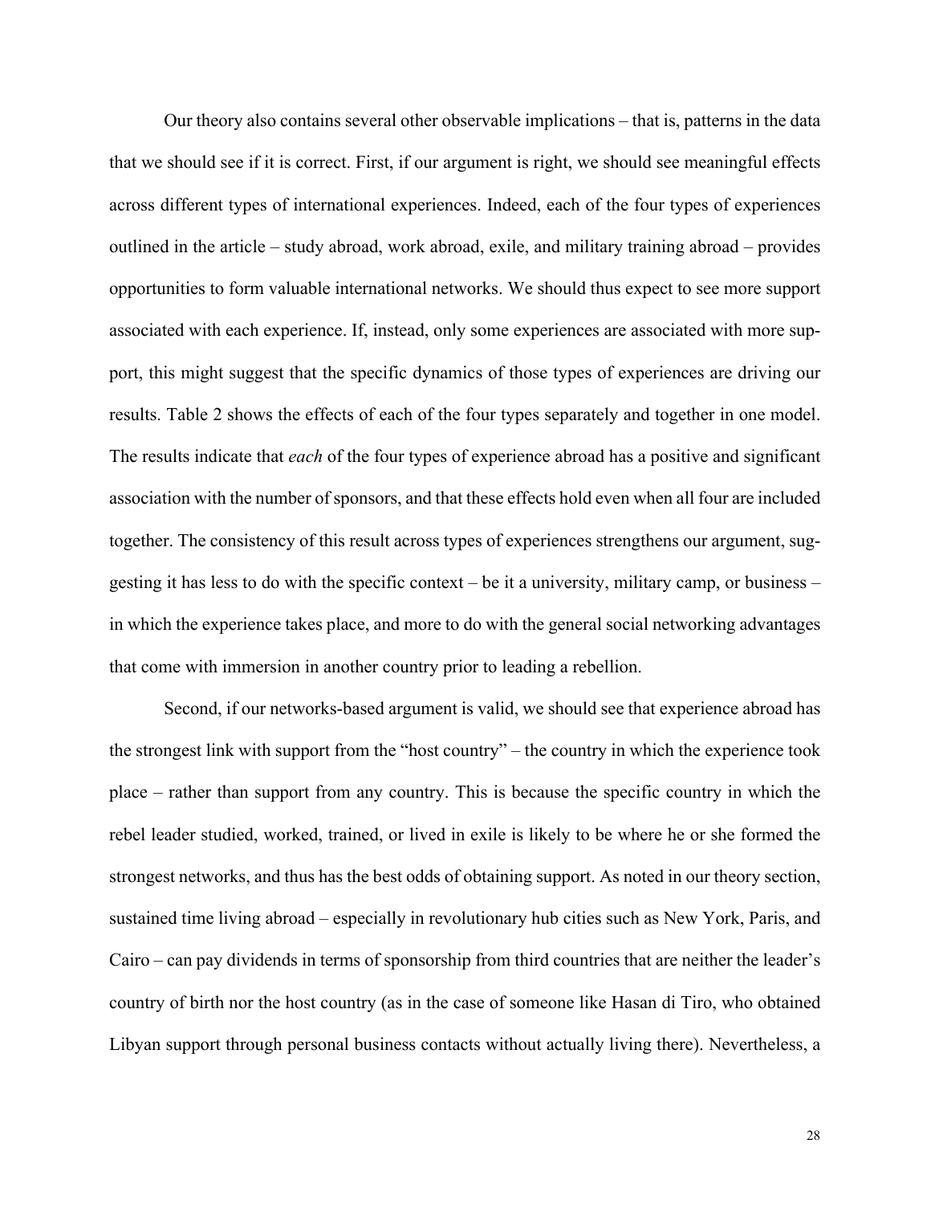Our theory also contains several other observable implications – that is, patterns in the data that we should see if it is correct. First, if our argument is right, we should see meaningful effects across different types of international experiences. Indeed, each of the four types of experiences outlined in the article – study abroad, work abroad, exile, and military training abroad – provides opportunities to form valuable international networks. We should thus expect to see more support associated with each experience. If, instead, only some experiences are associated with more support, this might suggest that the specific dynamics of those types of experiences are driving our results. Table 2 shows the effects of each of the four types separately and together in one model. The results indicate that *each* of the four types of experience abroad has a positive and significant association with the number of sponsors, and that these effects hold even when all four are included together. The consistency of this result across types of experiences strengthens our argument, suggesting it has less to do with the specific context – be it a university, military camp, or business – in which the experience takes place, and more to do with the general social networking advantages that come with immersion in another country prior to leading a rebellion.

Second, if our networks-based argument is valid, we should see that experience abroad has the strongest link with support from the "host country" – the country in which the experience took place – rather than support from any country. This is because the specific country in which the rebel leader studied, worked, trained, or lived in exile is likely to be where he or she formed the strongest networks, and thus has the best odds of obtaining support. As noted in our theory section, sustained time living abroad – especially in revolutionary hub cities such as New York, Paris, and Cairo – can pay dividends in terms of sponsorship from third countries that are neither the leader's country of birth nor the host country (as in the case of someone like Hasan di Tiro, who obtained Libyan support through personal business contacts without actually living there). Nevertheless, a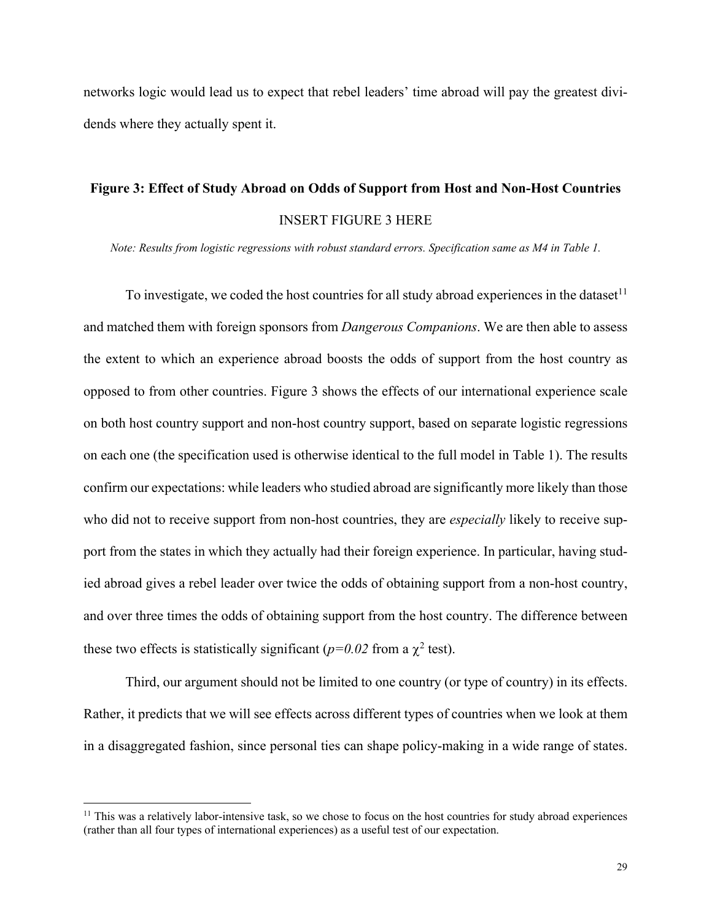networks logic would lead us to expect that rebel leaders' time abroad will pay the greatest dividends where they actually spent it.

**Figure 3: Effect of Study Abroad on Odds of Support from Host and Non-Host Countries**

INSERT FIGURE 3 HERE

*Note: Results from logistic regressions with robust standard errors. Specification same as M4 in Table 1.*

To investigate, we coded the host countries for all study abroad experiences in the dataset[11] and matched them with foreign sponsors from *Dangerous Companions*. We are then able to assess the extent to which an experience abroad boosts the odds of support from the host country as opposed to from other countries. Figure 3 shows the effects of our international experience scale on both host country support and non-host country support, based on separate logistic regressions on each one (the specification used is otherwise identical to the full model in Table 1). The results confirm our expectations: while leaders who studied abroad are significantly more likely than those who did not to receive support from non-host countries, they are *especially* likely to receive support from the states in which they actually had their foreign experience. In particular, having studied abroad gives a rebel leader over twice the odds of obtaining support from a non-host country, and over three times the odds of obtaining support from the host country. The difference between these two effects is statistically significant ($p=0.02$ from a $\chi^2$ test).

Third, our argument should not be limited to one country (or type of country) in its effects. Rather, it predicts that we will see effects across different types of countries when we look at them in a disaggregated fashion, since personal ties can shape policy-making in a wide range of states.

[11] This was a relatively labor-intensive task, so we chose to focus on the host countries for study abroad experiences (rather than all four types of international experiences) as a useful test of our expectation.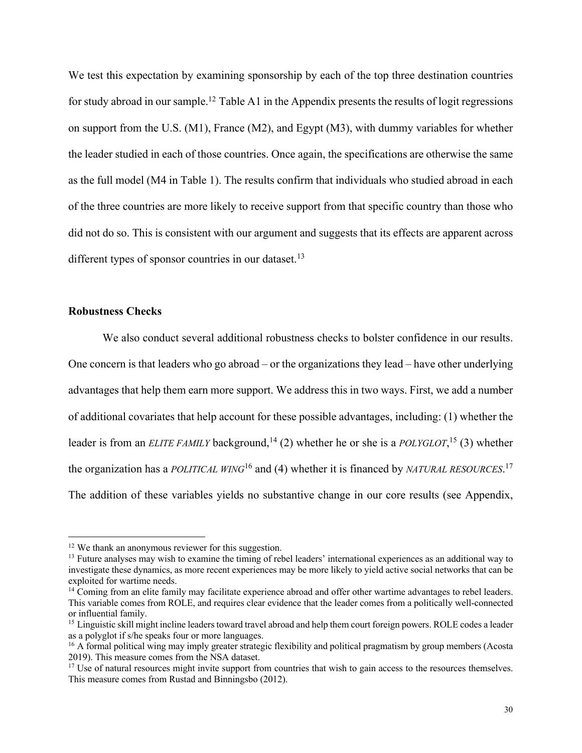We test this expectation by examining sponsorship by each of the top three destination countries for study abroad in our sample.[12] Table A1 in the Appendix presents the results of logit regressions on support from the U.S. (M1), France (M2), and Egypt (M3), with dummy variables for whether the leader studied in each of those countries. Once again, the specifications are otherwise the same as the full model (M4 in Table 1). The results confirm that individuals who studied abroad in each of the three countries are more likely to receive support from that specific country than those who did not do so. This is consistent with our argument and suggests that its effects are apparent across different types of sponsor countries in our dataset.[13]

### Robustness Checks

We also conduct several additional robustness checks to bolster confidence in our results. One concern is that leaders who go abroad – or the organizations they lead – have other underlying advantages that help them earn more support. We address this in two ways. First, we add a number of additional covariates that help account for these possible advantages, including: (1) whether the leader is from an *ELITE FAMILY* background,[14] (2) whether he or she is a *POLYGLOT*,[15] (3) whether the organization has a *POLITICAL WING*[16] and (4) whether it is financed by *NATURAL RESOURCES*.[17] The addition of these variables yields no substantive change in our core results (see Appendix,

---

[12] We thank an anonymous reviewer for this suggestion.

[13] Future analyses may wish to examine the timing of rebel leaders' international experiences as an additional way to investigate these dynamics, as more recent experiences may be more likely to yield active social networks that can be exploited for wartime needs.

[14] Coming from an elite family may facilitate experience abroad and offer other wartime advantages to rebel leaders. This variable comes from ROLE, and requires clear evidence that the leader comes from a politically well-connected or influential family.

[15] Linguistic skill might incline leaders toward travel abroad and help them court foreign powers. ROLE codes a leader as a polyglot if s/he speaks four or more languages.

[16] A formal political wing may imply greater strategic flexibility and political pragmatism by group members (Acosta 2019). This measure comes from the NSA dataset.

[17] Use of natural resources might invite support from countries that wish to gain access to the resources themselves. This measure comes from Rustad and Binningsbo (2012).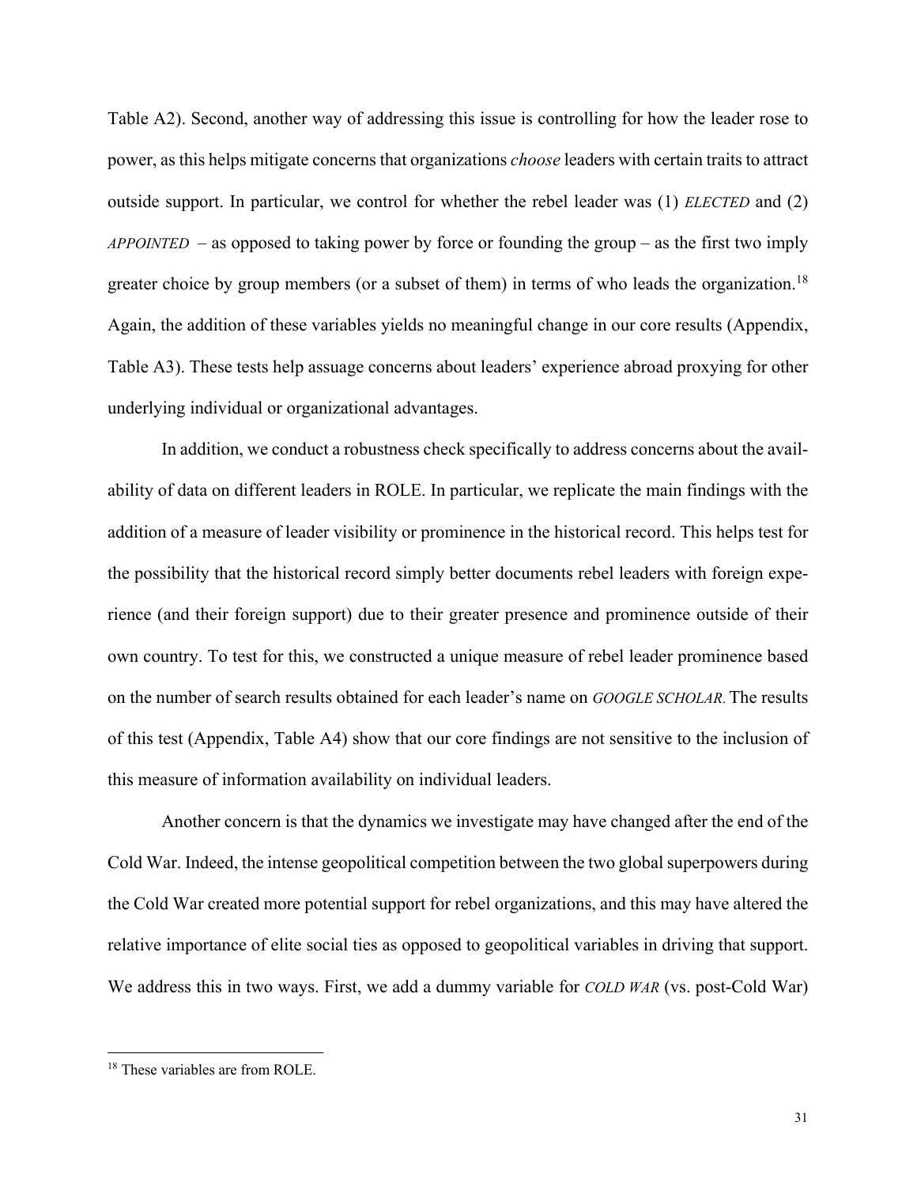Table A2). Second, another way of addressing this issue is controlling for how the leader rose to power, as this helps mitigate concerns that organizations *choose* leaders with certain traits to attract outside support. In particular, we control for whether the rebel leader was (1) *ELECTED* and (2) *APPOINTED* – as opposed to taking power by force or founding the group – as the first two imply greater choice by group members (or a subset of them) in terms of who leads the organization.[18] Again, the addition of these variables yields no meaningful change in our core results (Appendix, Table A3). These tests help assuage concerns about leaders' experience abroad proxying for other underlying individual or organizational advantages.

In addition, we conduct a robustness check specifically to address concerns about the availability of data on different leaders in ROLE. In particular, we replicate the main findings with the addition of a measure of leader visibility or prominence in the historical record. This helps test for the possibility that the historical record simply better documents rebel leaders with foreign experience (and their foreign support) due to their greater presence and prominence outside of their own country. To test for this, we constructed a unique measure of rebel leader prominence based on the number of search results obtained for each leader's name on *GOOGLE SCHOLAR.* The results of this test (Appendix, Table A4) show that our core findings are not sensitive to the inclusion of this measure of information availability on individual leaders.

Another concern is that the dynamics we investigate may have changed after the end of the Cold War. Indeed, the intense geopolitical competition between the two global superpowers during the Cold War created more potential support for rebel organizations, and this may have altered the relative importance of elite social ties as opposed to geopolitical variables in driving that support. We address this in two ways. First, we add a dummy variable for *COLD WAR* (vs. post-Cold War)

[18] These variables are from ROLE.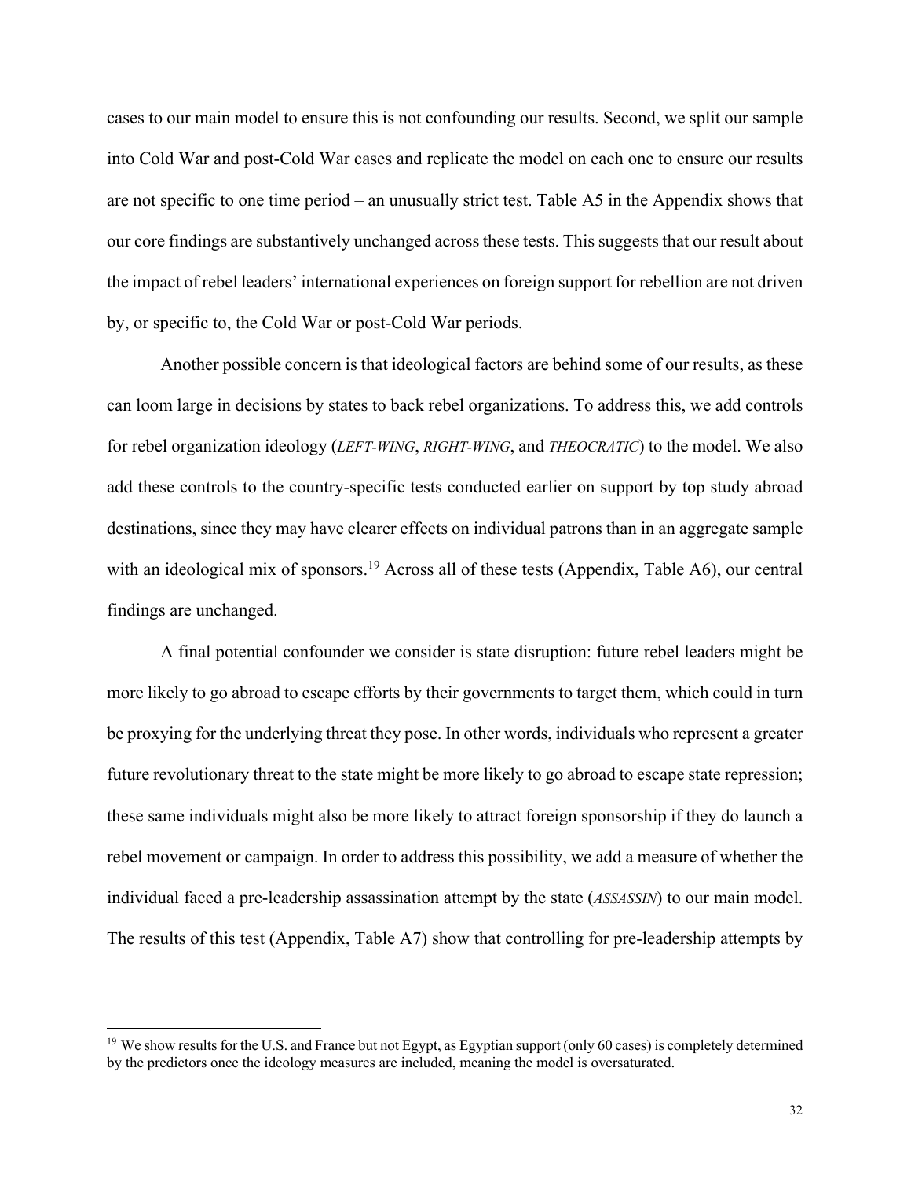cases to our main model to ensure this is not confounding our results. Second, we split our sample into Cold War and post-Cold War cases and replicate the model on each one to ensure our results are not specific to one time period – an unusually strict test. Table A5 in the Appendix shows that our core findings are substantively unchanged across these tests. This suggests that our result about the impact of rebel leaders' international experiences on foreign support for rebellion are not driven by, or specific to, the Cold War or post-Cold War periods.

Another possible concern is that ideological factors are behind some of our results, as these can loom large in decisions by states to back rebel organizations. To address this, we add controls for rebel organization ideology (*LEFT-WING*, *RIGHT-WING*, and *THEOCRATIC*) to the model. We also add these controls to the country-specific tests conducted earlier on support by top study abroad destinations, since they may have clearer effects on individual patrons than in an aggregate sample with an ideological mix of sponsors.[19] Across all of these tests (Appendix, Table A6), our central findings are unchanged.

A final potential confounder we consider is state disruption: future rebel leaders might be more likely to go abroad to escape efforts by their governments to target them, which could in turn be proxying for the underlying threat they pose. In other words, individuals who represent a greater future revolutionary threat to the state might be more likely to go abroad to escape state repression; these same individuals might also be more likely to attract foreign sponsorship if they do launch a rebel movement or campaign. In order to address this possibility, we add a measure of whether the individual faced a pre-leadership assassination attempt by the state (*ASSASSIN*) to our main model. The results of this test (Appendix, Table A7) show that controlling for pre-leadership attempts by

[19] We show results for the U.S. and France but not Egypt, as Egyptian support (only 60 cases) is completely determined by the predictors once the ideology measures are included, meaning the model is oversaturated.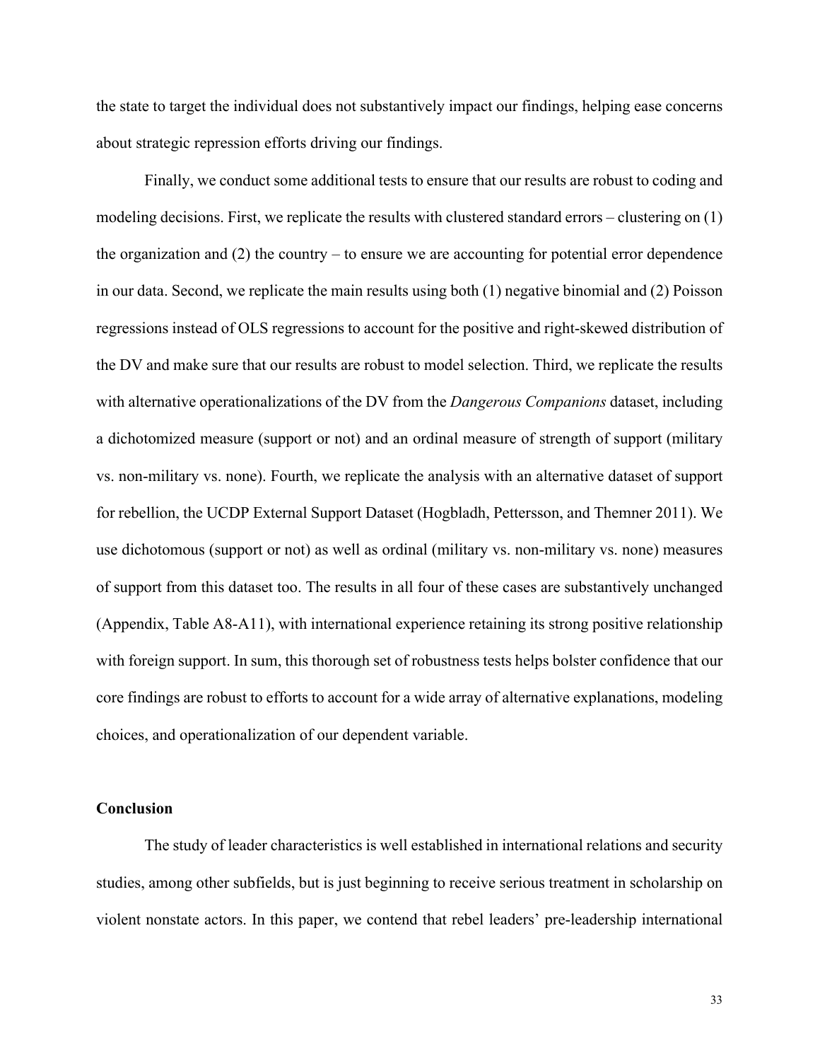the state to target the individual does not substantively impact our findings, helping ease concerns about strategic repression efforts driving our findings.

Finally, we conduct some additional tests to ensure that our results are robust to coding and modeling decisions. First, we replicate the results with clustered standard errors – clustering on (1) the organization and (2) the country – to ensure we are accounting for potential error dependence in our data. Second, we replicate the main results using both (1) negative binomial and (2) Poisson regressions instead of OLS regressions to account for the positive and right-skewed distribution of the DV and make sure that our results are robust to model selection. Third, we replicate the results with alternative operationalizations of the DV from the *Dangerous Companions* dataset, including a dichotomized measure (support or not) and an ordinal measure of strength of support (military vs. non-military vs. none). Fourth, we replicate the analysis with an alternative dataset of support for rebellion, the UCDP External Support Dataset (Hogbladh, Pettersson, and Themner 2011). We use dichotomous (support or not) as well as ordinal (military vs. non-military vs. none) measures of support from this dataset too. The results in all four of these cases are substantively unchanged (Appendix, Table A8-A11), with international experience retaining its strong positive relationship with foreign support. In sum, this thorough set of robustness tests helps bolster confidence that our core findings are robust to efforts to account for a wide array of alternative explanations, modeling choices, and operationalization of our dependent variable.

## Conclusion

The study of leader characteristics is well established in international relations and security studies, among other subfields, but is just beginning to receive serious treatment in scholarship on violent nonstate actors. In this paper, we contend that rebel leaders' pre-leadership international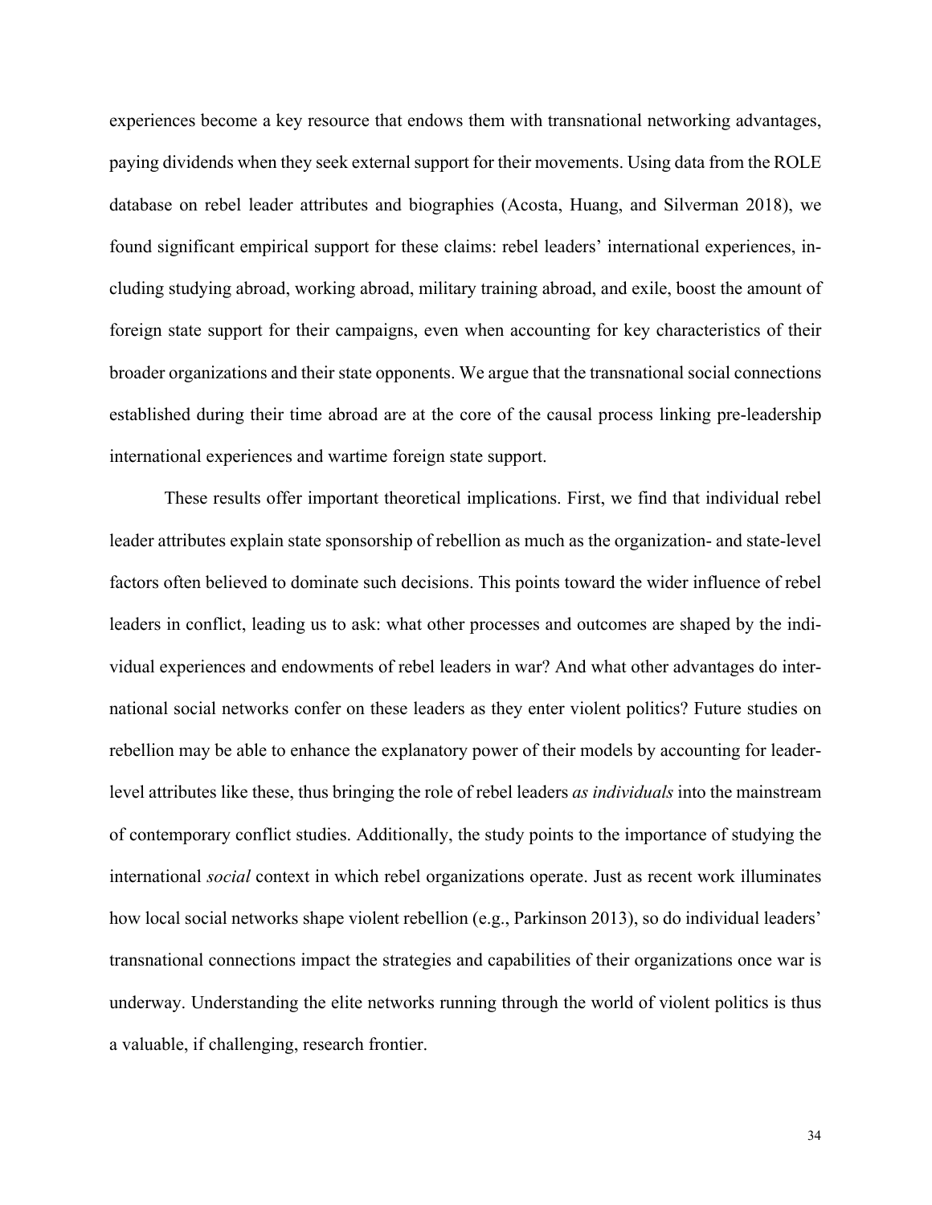experiences become a key resource that endows them with transnational networking advantages, paying dividends when they seek external support for their movements. Using data from the ROLE database on rebel leader attributes and biographies (Acosta, Huang, and Silverman 2018), we found significant empirical support for these claims: rebel leaders' international experiences, including studying abroad, working abroad, military training abroad, and exile, boost the amount of foreign state support for their campaigns, even when accounting for key characteristics of their broader organizations and their state opponents. We argue that the transnational social connections established during their time abroad are at the core of the causal process linking pre-leadership international experiences and wartime foreign state support.

These results offer important theoretical implications. First, we find that individual rebel leader attributes explain state sponsorship of rebellion as much as the organization- and state-level factors often believed to dominate such decisions. This points toward the wider influence of rebel leaders in conflict, leading us to ask: what other processes and outcomes are shaped by the individual experiences and endowments of rebel leaders in war? And what other advantages do international social networks confer on these leaders as they enter violent politics? Future studies on rebellion may be able to enhance the explanatory power of their models by accounting for leader-level attributes like these, thus bringing the role of rebel leaders *as individuals* into the mainstream of contemporary conflict studies. Additionally, the study points to the importance of studying the international *social* context in which rebel organizations operate. Just as recent work illuminates how local social networks shape violent rebellion (e.g., Parkinson 2013), so do individual leaders' transnational connections impact the strategies and capabilities of their organizations once war is underway. Understanding the elite networks running through the world of violent politics is thus a valuable, if challenging, research frontier.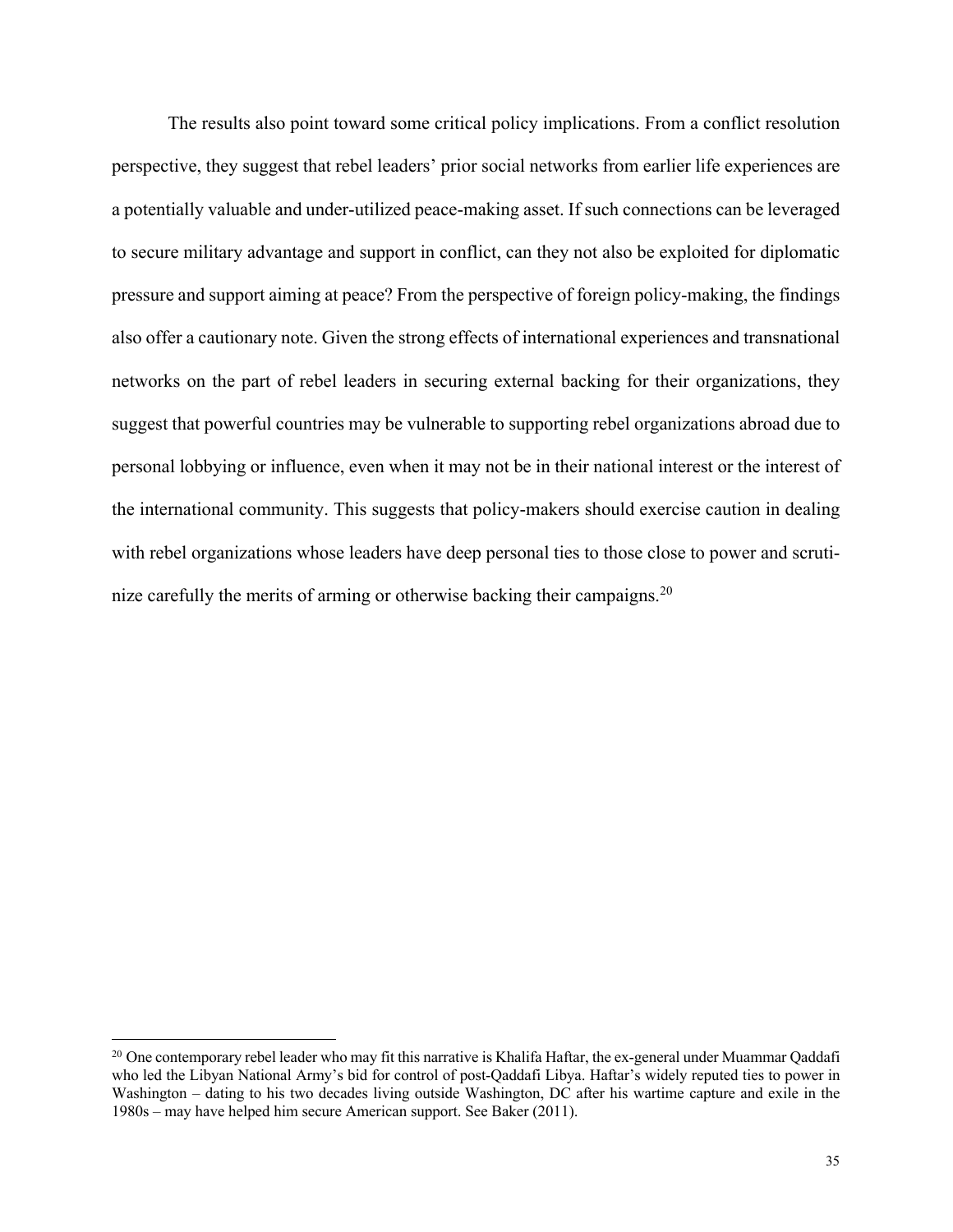The results also point toward some critical policy implications. From a conflict resolution perspective, they suggest that rebel leaders' prior social networks from earlier life experiences are a potentially valuable and under-utilized peace-making asset. If such connections can be leveraged to secure military advantage and support in conflict, can they not also be exploited for diplomatic pressure and support aiming at peace? From the perspective of foreign policy-making, the findings also offer a cautionary note. Given the strong effects of international experiences and transnational networks on the part of rebel leaders in securing external backing for their organizations, they suggest that powerful countries may be vulnerable to supporting rebel organizations abroad due to personal lobbying or influence, even when it may not be in their national interest or the interest of the international community. This suggests that policy-makers should exercise caution in dealing with rebel organizations whose leaders have deep personal ties to those close to power and scrutinize carefully the merits of arming or otherwise backing their campaigns.[20]

---

[20] One contemporary rebel leader who may fit this narrative is Khalifa Haftar, the ex-general under Muammar Qaddafi who led the Libyan National Army's bid for control of post-Qaddafi Libya. Haftar's widely reputed ties to power in Washington – dating to his two decades living outside Washington, DC after his wartime capture and exile in the 1980s – may have helped him secure American support. See Baker (2011).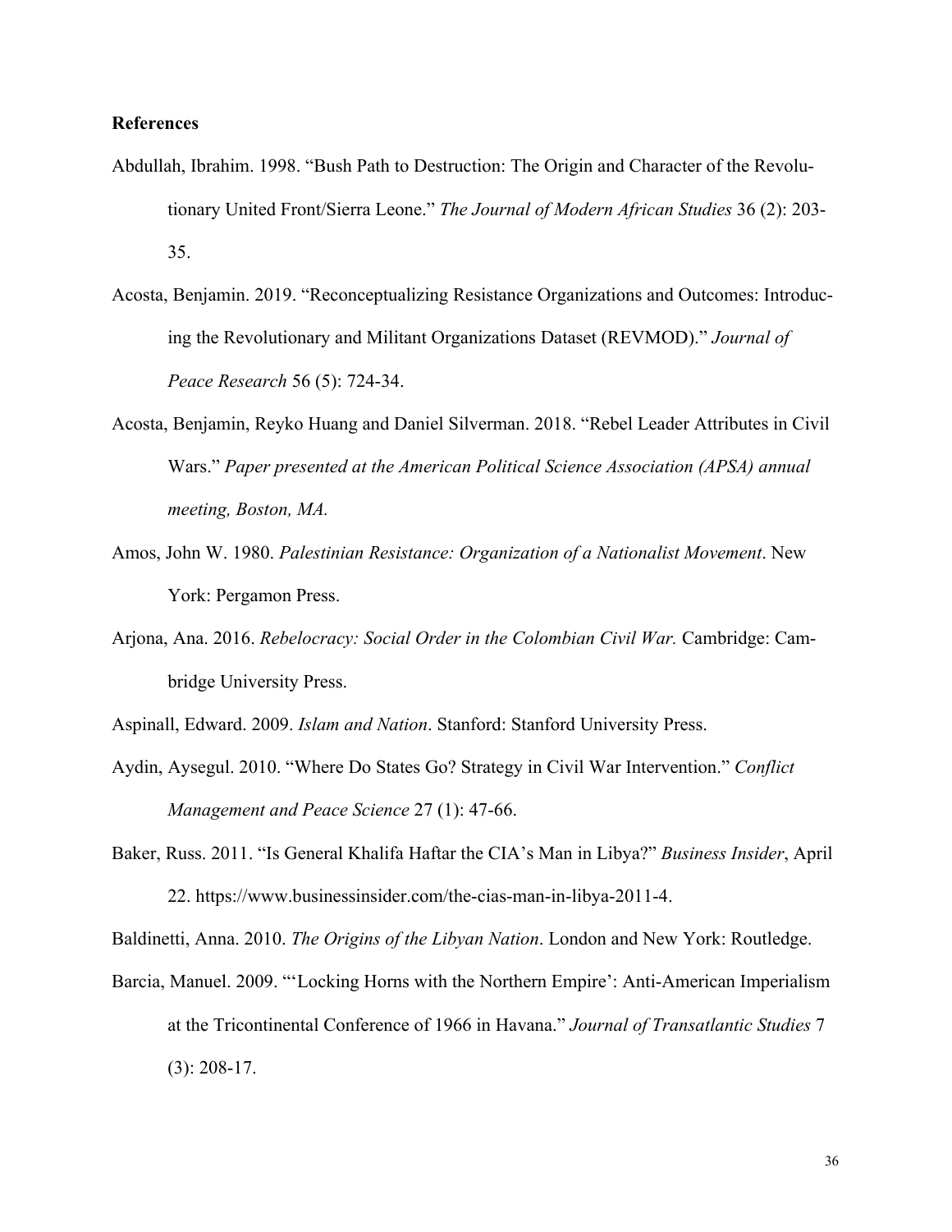**References**

Abdullah, Ibrahim. 1998. "Bush Path to Destruction: The Origin and Character of the Revolutionary United Front/Sierra Leone." *The Journal of Modern African Studies* 36 (2): 203-35.

Acosta, Benjamin. 2019. "Reconceptualizing Resistance Organizations and Outcomes: Introducing the Revolutionary and Militant Organizations Dataset (REVMOD)." *Journal of Peace Research* 56 (5): 724-34.

Acosta, Benjamin, Reyko Huang and Daniel Silverman. 2018. "Rebel Leader Attributes in Civil Wars." *Paper presented at the American Political Science Association (APSA) annual meeting, Boston, MA.*

Amos, John W. 1980. *Palestinian Resistance: Organization of a Nationalist Movement*. New York: Pergamon Press.

Arjona, Ana. 2016. *Rebelocracy: Social Order in the Colombian Civil War.* Cambridge: Cambridge University Press.

Aspinall, Edward. 2009. *Islam and Nation*. Stanford: Stanford University Press.

Aydin, Aysegul. 2010. "Where Do States Go? Strategy in Civil War Intervention." *Conflict Management and Peace Science* 27 (1): 47-66.

Baker, Russ. 2011. "Is General Khalifa Haftar the CIA's Man in Libya?" *Business Insider*, April 22. https://www.businessinsider.com/the-cias-man-in-libya-2011-4.

Baldinetti, Anna. 2010. *The Origins of the Libyan Nation*. London and New York: Routledge.

Barcia, Manuel. 2009. "'Locking Horns with the Northern Empire': Anti-American Imperialism at the Tricontinental Conference of 1966 in Havana." *Journal of Transatlantic Studies* 7 (3): 208-17.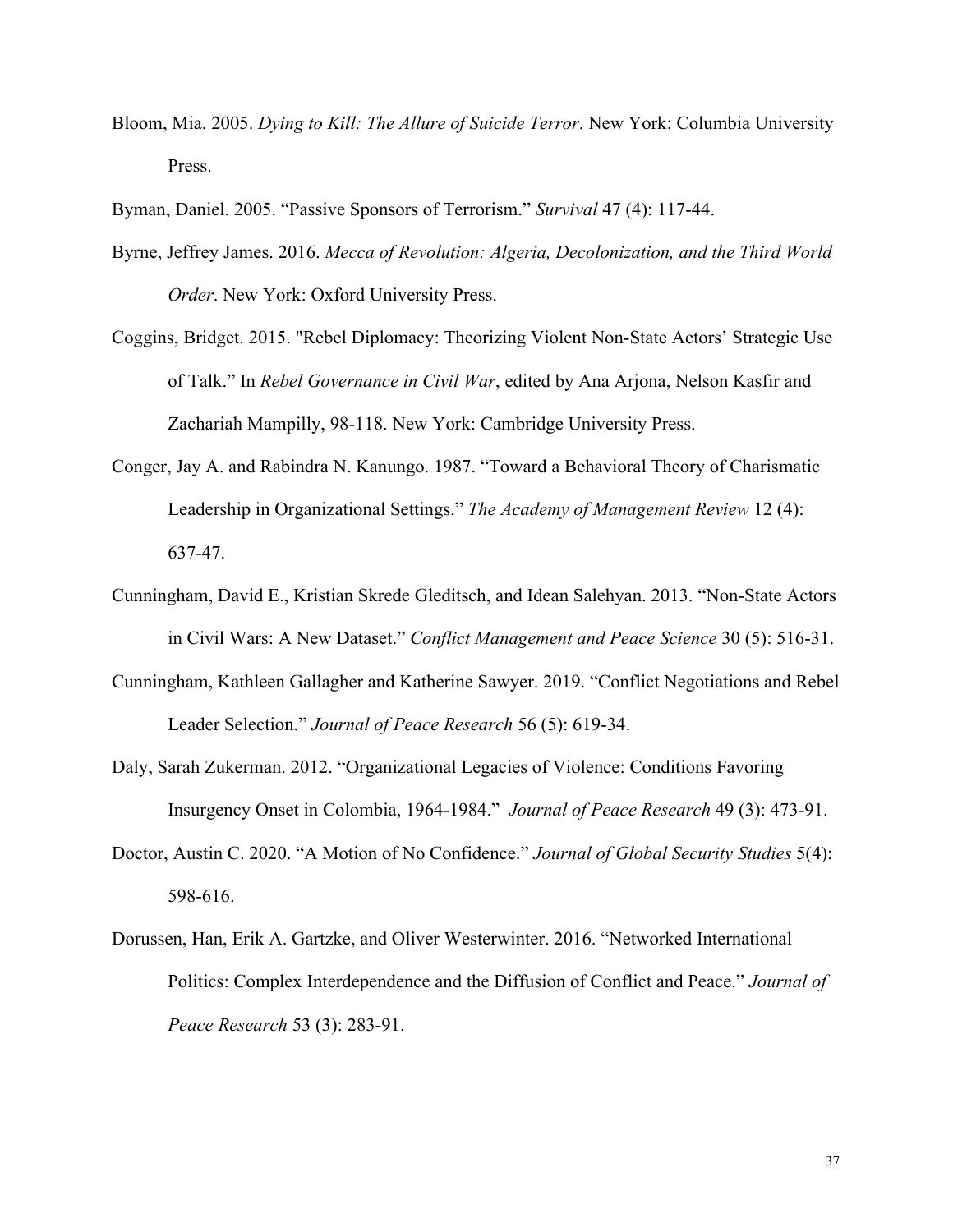Bloom, Mia. 2005. *Dying to Kill: The Allure of Suicide Terror*. New York: Columbia University Press.

Byman, Daniel. 2005. "Passive Sponsors of Terrorism." *Survival* 47 (4): 117-44.

Byrne, Jeffrey James. 2016. *Mecca of Revolution: Algeria, Decolonization, and the Third World Order*. New York: Oxford University Press.

Coggins, Bridget. 2015. "Rebel Diplomacy: Theorizing Violent Non-State Actors' Strategic Use of Talk." In *Rebel Governance in Civil War*, edited by Ana Arjona, Nelson Kasfir and Zachariah Mampilly, 98-118. New York: Cambridge University Press.

Conger, Jay A. and Rabindra N. Kanungo. 1987. "Toward a Behavioral Theory of Charismatic Leadership in Organizational Settings." *The Academy of Management Review* 12 (4): 637-47.

Cunningham, David E., Kristian Skrede Gleditsch, and Idean Salehyan. 2013. "Non-State Actors in Civil Wars: A New Dataset." *Conflict Management and Peace Science* 30 (5): 516-31.

Cunningham, Kathleen Gallagher and Katherine Sawyer. 2019. "Conflict Negotiations and Rebel Leader Selection." *Journal of Peace Research* 56 (5): 619-34.

Daly, Sarah Zukerman. 2012. "Organizational Legacies of Violence: Conditions Favoring Insurgency Onset in Colombia, 1964-1984." *Journal of Peace Research* 49 (3): 473-91.

Doctor, Austin C. 2020. "A Motion of No Confidence." *Journal of Global Security Studies* 5(4): 598-616.

Dorussen, Han, Erik A. Gartzke, and Oliver Westerwinter. 2016. "Networked International Politics: Complex Interdependence and the Diffusion of Conflict and Peace." *Journal of Peace Research* 53 (3): 283-91.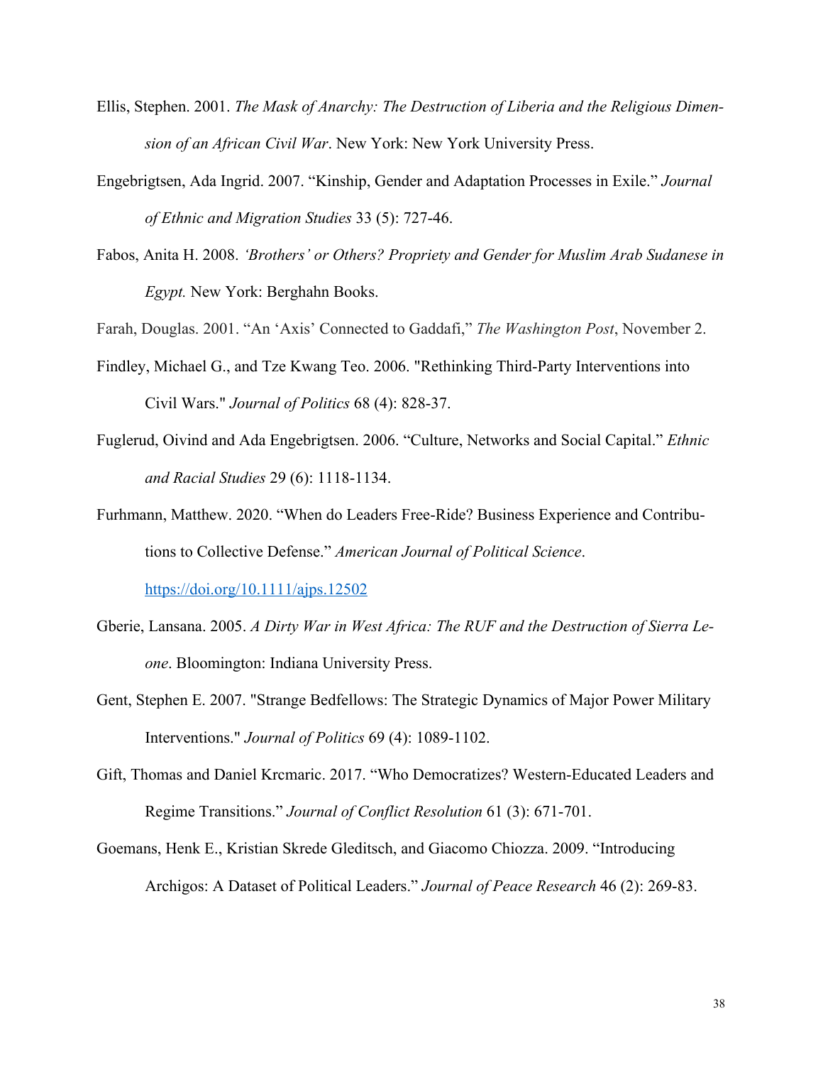Ellis, Stephen. 2001. *The Mask of Anarchy: The Destruction of Liberia and the Religious Dimension of an African Civil War*. New York: New York University Press.

Engebrigtsen, Ada Ingrid. 2007. "Kinship, Gender and Adaptation Processes in Exile." *Journal of Ethnic and Migration Studies* 33 (5): 727-46.

Fabos, Anita H. 2008. *'Brothers' or Others? Propriety and Gender for Muslim Arab Sudanese in Egypt.* New York: Berghahn Books.

Farah, Douglas. 2001. "An 'Axis' Connected to Gaddafi," *The Washington Post*, November 2.

Findley, Michael G., and Tze Kwang Teo. 2006. "Rethinking Third-Party Interventions into Civil Wars." *Journal of Politics* 68 (4): 828-37.

Fuglerud, Oivind and Ada Engebrigtsen. 2006. "Culture, Networks and Social Capital." *Ethnic and Racial Studies* 29 (6): 1118-1134.

Furhmann, Matthew. 2020. "When do Leaders Free-Ride? Business Experience and Contributions to Collective Defense." *American Journal of Political Science*. https://doi.org/10.1111/ajps.12502

Gberie, Lansana. 2005. *A Dirty War in West Africa: The RUF and the Destruction of Sierra Leone*. Bloomington: Indiana University Press.

Gent, Stephen E. 2007. "Strange Bedfellows: The Strategic Dynamics of Major Power Military Interventions." *Journal of Politics* 69 (4): 1089-1102.

Gift, Thomas and Daniel Krcmaric. 2017. "Who Democratizes? Western-Educated Leaders and Regime Transitions." *Journal of Conflict Resolution* 61 (3): 671-701.

Goemans, Henk E., Kristian Skrede Gleditsch, and Giacomo Chiozza. 2009. "Introducing Archigos: A Dataset of Political Leaders." *Journal of Peace Research* 46 (2): 269-83.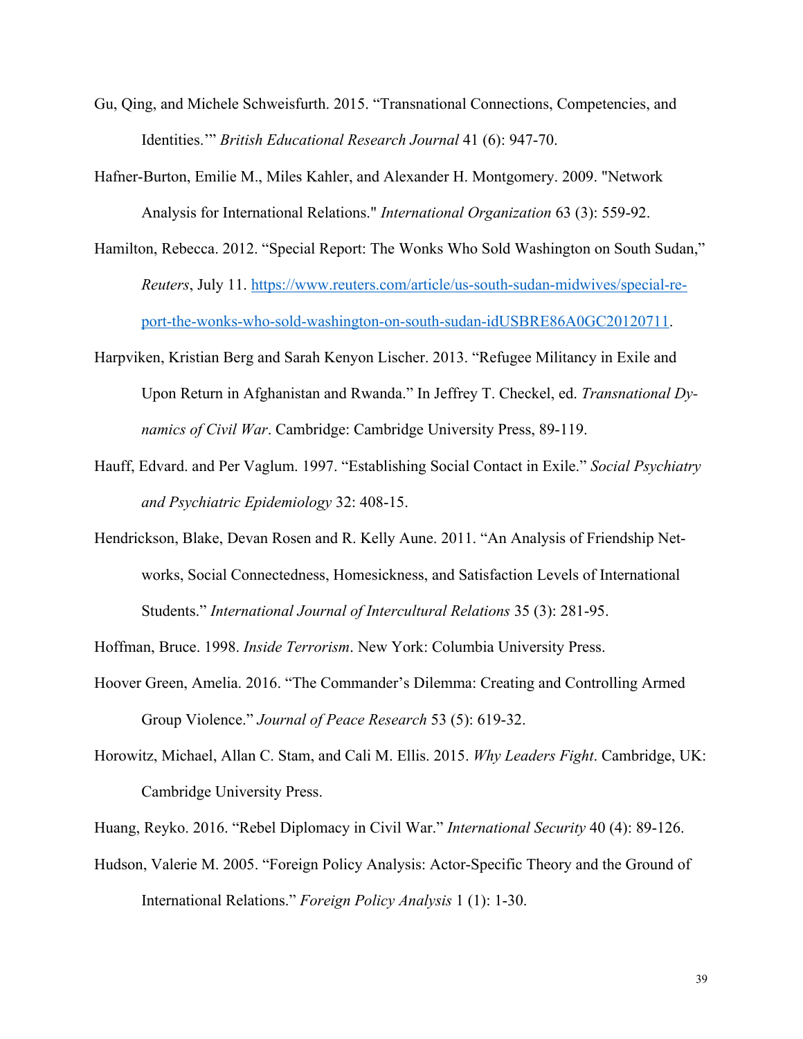Gu, Qing, and Michele Schweisfurth. 2015. “Transnational Connections, Competencies, and Identities.’” *British Educational Research Journal* 41 (6): 947-70.

Hafner-Burton, Emilie M., Miles Kahler, and Alexander H. Montgomery. 2009. "Network Analysis for International Relations." *International Organization* 63 (3): 559-92.

Hamilton, Rebecca. 2012. “Special Report: The Wonks Who Sold Washington on South Sudan,” *Reuters*, July 11. https://www.reuters.com/article/us-south-sudan-midwives/special-report-the-wonks-who-sold-washington-on-south-sudan-idUSBRE86A0GC20120711.

Harpviken, Kristian Berg and Sarah Kenyon Lischer. 2013. “Refugee Militancy in Exile and Upon Return in Afghanistan and Rwanda.” In Jeffrey T. Checkel, ed. *Transnational Dynamics of Civil War*. Cambridge: Cambridge University Press, 89-119.

Hauff, Edvard. and Per Vaglum. 1997. “Establishing Social Contact in Exile.” *Social Psychiatry and Psychiatric Epidemiology* 32: 408-15.

Hendrickson, Blake, Devan Rosen and R. Kelly Aune. 2011. “An Analysis of Friendship Networks, Social Connectedness, Homesickness, and Satisfaction Levels of International Students.” *International Journal of Intercultural Relations* 35 (3): 281-95.

Hoffman, Bruce. 1998. *Inside Terrorism*. New York: Columbia University Press.

Hoover Green, Amelia. 2016. “The Commander’s Dilemma: Creating and Controlling Armed Group Violence.” *Journal of Peace Research* 53 (5): 619-32.

Horowitz, Michael, Allan C. Stam, and Cali M. Ellis. 2015. *Why Leaders Fight*. Cambridge, UK: Cambridge University Press.

Huang, Reyko. 2016. “Rebel Diplomacy in Civil War.” *International Security* 40 (4): 89-126.

Hudson, Valerie M. 2005. “Foreign Policy Analysis: Actor-Specific Theory and the Ground of International Relations.” *Foreign Policy Analysis* 1 (1): 1-30.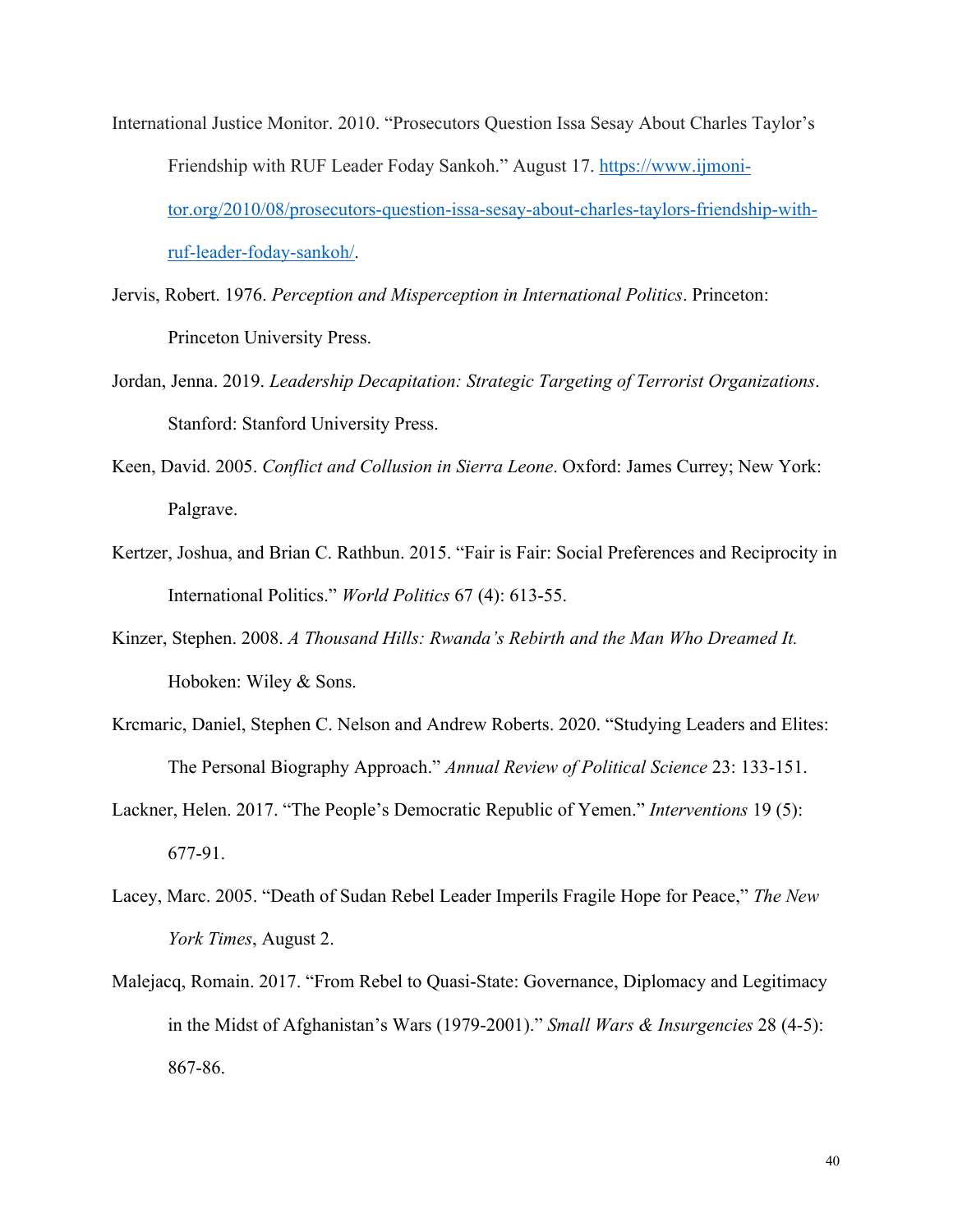International Justice Monitor. 2010. "Prosecutors Question Issa Sesay About Charles Taylor's Friendship with RUF Leader Foday Sankoh." August 17. https://www.ijmonitor.org/2010/08/prosecutors-question-issa-sesay-about-charles-taylors-friendship-with-ruf-leader-foday-sankoh/.

Jervis, Robert. 1976. *Perception and Misperception in International Politics*. Princeton: Princeton University Press.

Jordan, Jenna. 2019. *Leadership Decapitation: Strategic Targeting of Terrorist Organizations*. Stanford: Stanford University Press.

Keen, David. 2005. *Conflict and Collusion in Sierra Leone*. Oxford: James Currey; New York: Palgrave.

Kertzer, Joshua, and Brian C. Rathbun. 2015. "Fair is Fair: Social Preferences and Reciprocity in International Politics." *World Politics* 67 (4): 613-55.

Kinzer, Stephen. 2008. *A Thousand Hills: Rwanda's Rebirth and the Man Who Dreamed It.* Hoboken: Wiley & Sons.

Krcmaric, Daniel, Stephen C. Nelson and Andrew Roberts. 2020. "Studying Leaders and Elites: The Personal Biography Approach." *Annual Review of Political Science* 23: 133-151.

Lackner, Helen. 2017. "The People's Democratic Republic of Yemen." *Interventions* 19 (5): 677-91.

Lacey, Marc. 2005. "Death of Sudan Rebel Leader Imperils Fragile Hope for Peace," *The New York Times*, August 2.

Malejacq, Romain. 2017. "From Rebel to Quasi-State: Governance, Diplomacy and Legitimacy in the Midst of Afghanistan's Wars (1979-2001)." *Small Wars & Insurgencies* 28 (4-5): 867-86.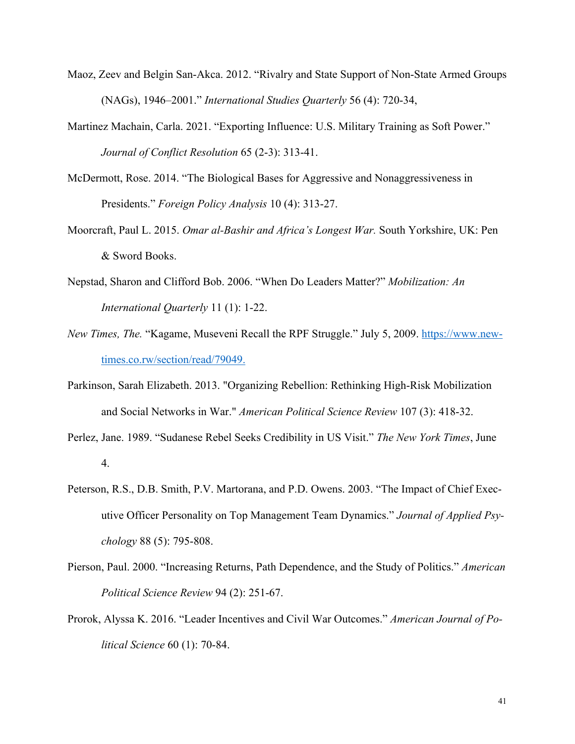Maoz, Zeev and Belgin San-Akca. 2012. "Rivalry and State Support of Non-State Armed Groups (NAGs), 1946–2001." *International Studies Quarterly* 56 (4): 720-34,

Martinez Machain, Carla. 2021. "Exporting Influence: U.S. Military Training as Soft Power." *Journal of Conflict Resolution* 65 (2-3): 313-41.

McDermott, Rose. 2014. "The Biological Bases for Aggressive and Nonaggressiveness in Presidents." *Foreign Policy Analysis* 10 (4): 313-27.

Moorcraft, Paul L. 2015. *Omar al-Bashir and Africa's Longest War.* South Yorkshire, UK: Pen & Sword Books.

Nepstad, Sharon and Clifford Bob. 2006. "When Do Leaders Matter?" *Mobilization: An International Quarterly* 11 (1): 1-22.

*New Times, The.* "Kagame, Museveni Recall the RPF Struggle." July 5, 2009. https://www.newtimes.co.rw/section/read/79049.

Parkinson, Sarah Elizabeth. 2013. "Organizing Rebellion: Rethinking High-Risk Mobilization and Social Networks in War." *American Political Science Review* 107 (3): 418-32.

Perlez, Jane. 1989. "Sudanese Rebel Seeks Credibility in US Visit." *The New York Times*, June 4.

Peterson, R.S., D.B. Smith, P.V. Martorana, and P.D. Owens. 2003. "The Impact of Chief Executive Officer Personality on Top Management Team Dynamics." *Journal of Applied Psychology* 88 (5): 795-808.

Pierson, Paul. 2000. "Increasing Returns, Path Dependence, and the Study of Politics." *American Political Science Review* 94 (2): 251-67.

Prorok, Alyssa K. 2016. "Leader Incentives and Civil War Outcomes." *American Journal of Political Science* 60 (1): 70-84.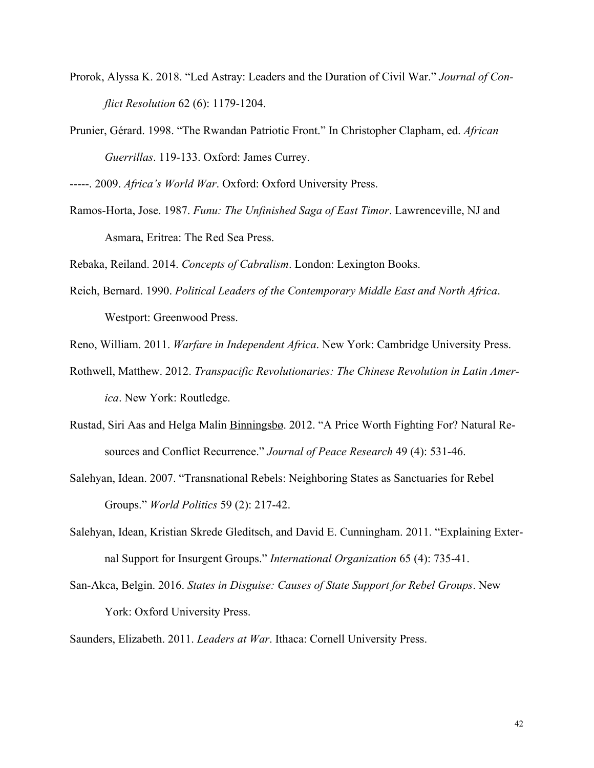Prorok, Alyssa K. 2018. “Led Astray: Leaders and the Duration of Civil War.” *Journal of Conflict Resolution* 62 (6): 1179-1204.

Prunier, Gérard. 1998. “The Rwandan Patriotic Front.” In Christopher Clapham, ed. *African Guerrillas*. 119-133. Oxford: James Currey.

-----. 2009. *Africa’s World War*. Oxford: Oxford University Press.

Ramos-Horta, Jose. 1987. *Funu: The Unfinished Saga of East Timor*. Lawrenceville, NJ and Asmara, Eritrea: The Red Sea Press.

Rebaka, Reiland. 2014. *Concepts of Cabralism*. London: Lexington Books.

Reich, Bernard. 1990. *Political Leaders of the Contemporary Middle East and North Africa*. Westport: Greenwood Press.

Reno, William. 2011. *Warfare in Independent Africa*. New York: Cambridge University Press.

Rothwell, Matthew. 2012. *Transpacific Revolutionaries: The Chinese Revolution in Latin America*. New York: Routledge.

Rustad, Siri Aas and Helga Malin Binningsbø. 2012. “A Price Worth Fighting For? Natural Resources and Conflict Recurrence.” *Journal of Peace Research* 49 (4): 531-46.

Salehyan, Idean. 2007. “Transnational Rebels: Neighboring States as Sanctuaries for Rebel Groups.” *World Politics* 59 (2): 217-42.

Salehyan, Idean, Kristian Skrede Gleditsch, and David E. Cunningham. 2011. “Explaining External Support for Insurgent Groups.” *International Organization* 65 (4): 735-41.

San-Akca, Belgin. 2016. *States in Disguise: Causes of State Support for Rebel Groups*. New York: Oxford University Press.

Saunders, Elizabeth. 2011. *Leaders at War*. Ithaca: Cornell University Press.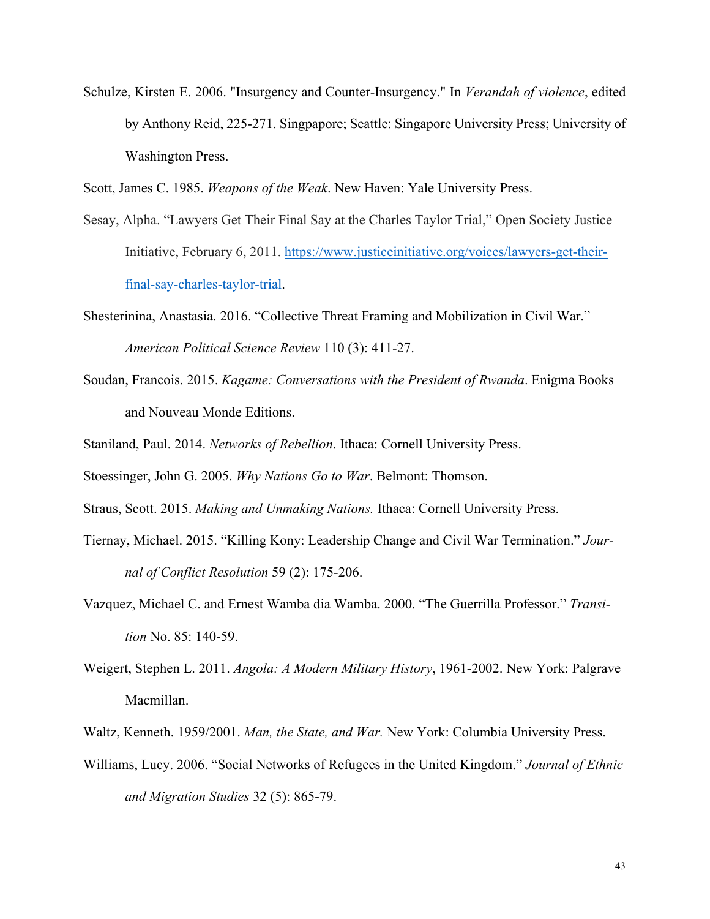Schulze, Kirsten E. 2006. "Insurgency and Counter-Insurgency." In *Verandah of violence*, edited by Anthony Reid, 225-271. Singpapore; Seattle: Singapore University Press; University of Washington Press.

Scott, James C. 1985. *Weapons of the Weak*. New Haven: Yale University Press.

Sesay, Alpha. "Lawyers Get Their Final Say at the Charles Taylor Trial," Open Society Justice Initiative, February 6, 2011. https://www.justiceinitiative.org/voices/lawyers-get-their-final-say-charles-taylor-trial.

Shesterinina, Anastasia. 2016. "Collective Threat Framing and Mobilization in Civil War." *American Political Science Review* 110 (3): 411-27.

Soudan, Francois. 2015. *Kagame: Conversations with the President of Rwanda*. Enigma Books and Nouveau Monde Editions.

Staniland, Paul. 2014. *Networks of Rebellion*. Ithaca: Cornell University Press.

Stoessinger, John G. 2005. *Why Nations Go to War*. Belmont: Thomson.

Straus, Scott. 2015. *Making and Unmaking Nations.* Ithaca: Cornell University Press.

Tiernay, Michael. 2015. "Killing Kony: Leadership Change and Civil War Termination." *Journal of Conflict Resolution* 59 (2): 175-206.

Vazquez, Michael C. and Ernest Wamba dia Wamba. 2000. "The Guerrilla Professor." *Transition* No. 85: 140-59.

Weigert, Stephen L. 2011. *Angola: A Modern Military History*, 1961-2002. New York: Palgrave Macmillan.

Waltz, Kenneth. 1959/2001. *Man, the State, and War.* New York: Columbia University Press.

Williams, Lucy. 2006. "Social Networks of Refugees in the United Kingdom." *Journal of Ethnic and Migration Studies* 32 (5): 865-79.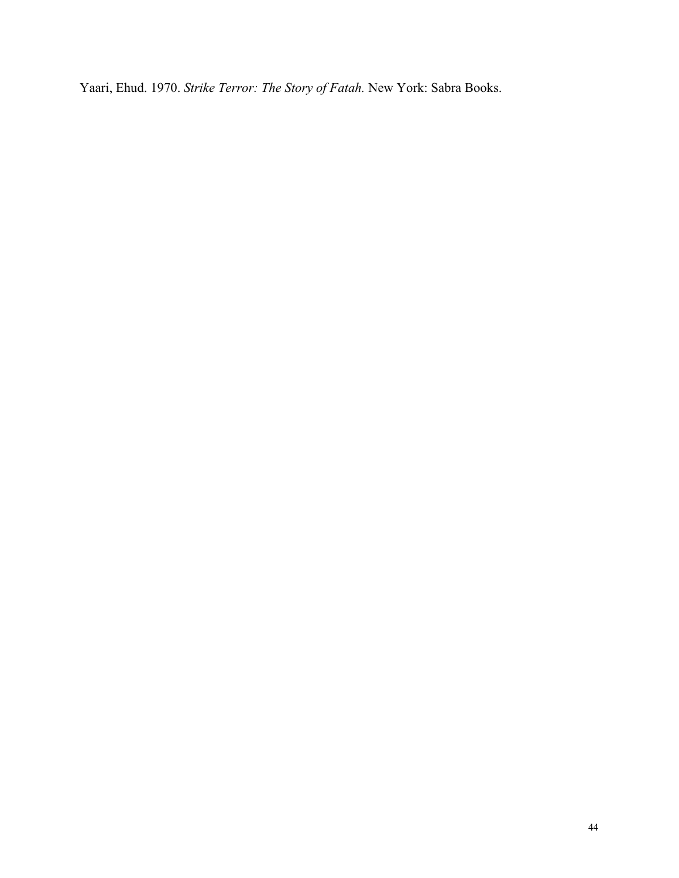Yaari, Ehud. 1970. *Strike Terror: The Story of Fatah.* New York: Sabra Books.